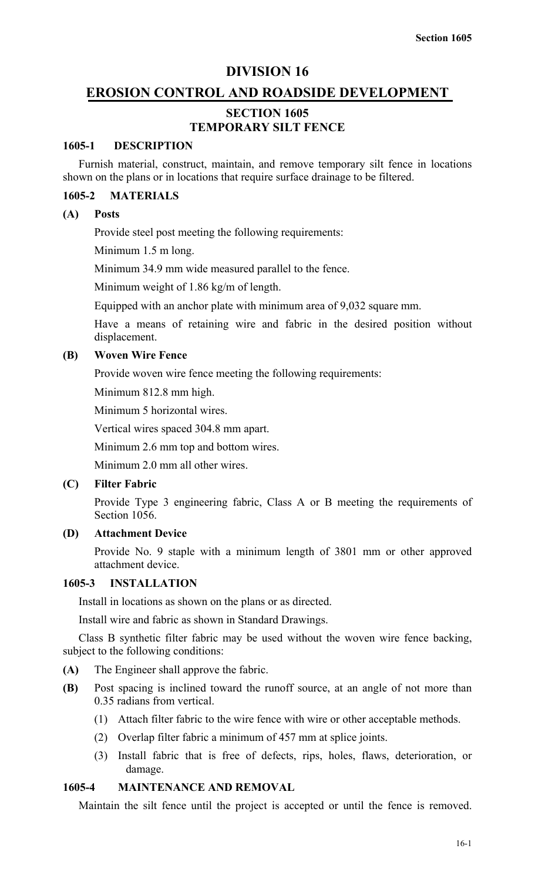# DIVISION 16

# EROSION CONTROL AND ROADSIDE DEVELOPMENT

## SECTION 1605
## TEMPORARY SILT FENCE

### 1605-1 DESCRIPTION

Furnish material, construct, maintain, and remove temporary silt fence in locations shown on the plans or in locations that require surface drainage to be filtered.

### 1605-2 MATERIALS

**(A) Posts**

Provide steel post meeting the following requirements:

Minimum 1.5 m long.

Minimum 34.9 mm wide measured parallel to the fence.

Minimum weight of 1.86 kg/m of length.

Equipped with an anchor plate with minimum area of 9,032 square mm.

Have a means of retaining wire and fabric in the desired position without displacement.

**(B) Woven Wire Fence**

Provide woven wire fence meeting the following requirements:

Minimum 812.8 mm high.

Minimum 5 horizontal wires.

Vertical wires spaced 304.8 mm apart.

Minimum 2.6 mm top and bottom wires.

Minimum 2.0 mm all other wires.

**(C) Filter Fabric**

Provide Type 3 engineering fabric, Class A or B meeting the requirements of Section 1056.

**(D) Attachment Device**

Provide No. 9 staple with a minimum length of 3801 mm or other approved attachment device.

### 1605-3 INSTALLATION

Install in locations as shown on the plans or as directed.

Install wire and fabric as shown in Standard Drawings.

Class B synthetic filter fabric may be used without the woven wire fence backing, subject to the following conditions:

**(A)** The Engineer shall approve the fabric.

**(B)** Post spacing is inclined toward the runoff source, at an angle of not more than 0.35 radians from vertical.

(1) Attach filter fabric to the wire fence with wire or other acceptable methods.

(2) Overlap filter fabric a minimum of 457 mm at splice joints.

(3) Install fabric that is free of defects, rips, holes, flaws, deterioration, or damage.

### 1605-4 MAINTENANCE AND REMOVAL

Maintain the silt fence until the project is accepted or until the fence is removed.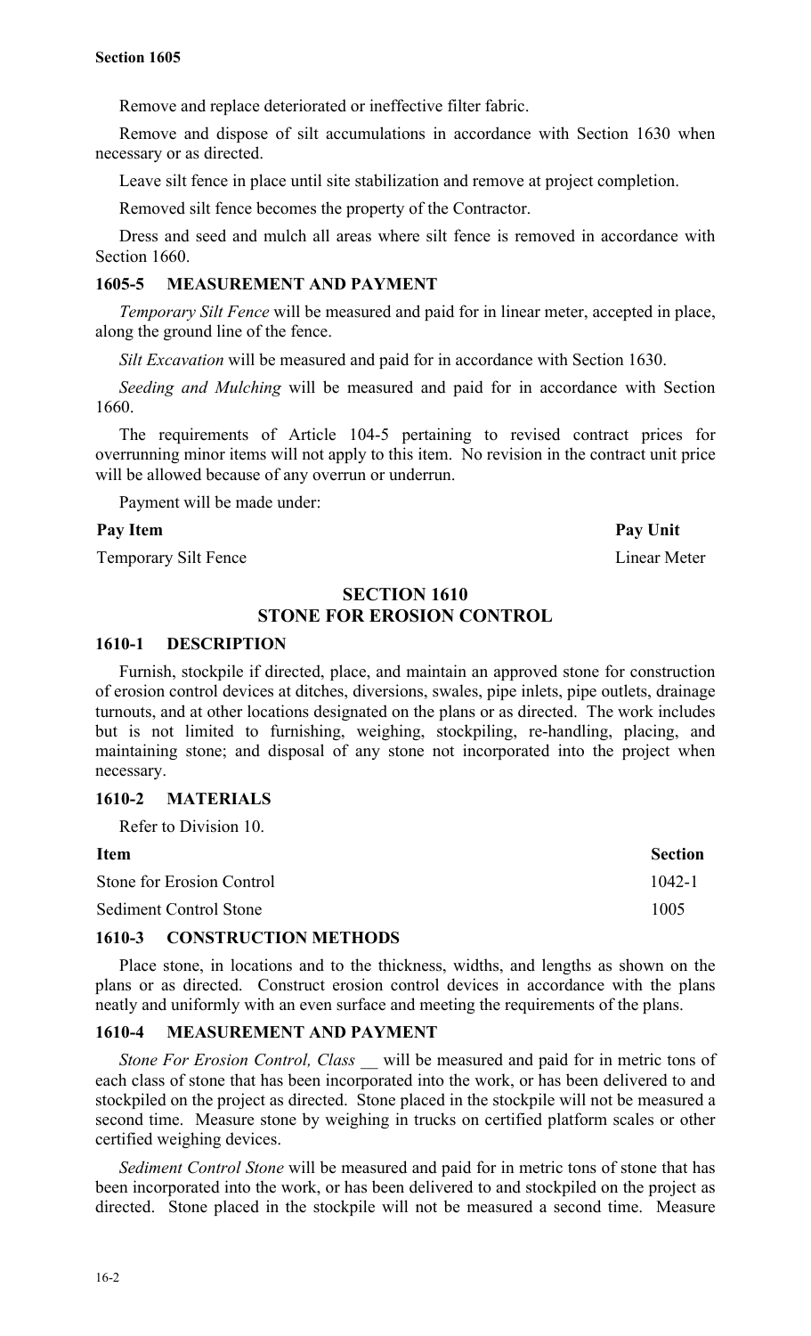Remove and replace deteriorated or ineffective filter fabric.

Remove and dispose of silt accumulations in accordance with Section 1630 when necessary or as directed.

Leave silt fence in place until site stabilization and remove at project completion.

Removed silt fence becomes the property of the Contractor.

Dress and seed and mulch all areas where silt fence is removed in accordance with Section 1660.

### 1605-5 MEASUREMENT AND PAYMENT

*Temporary Silt Fence* will be measured and paid for in linear meter, accepted in place, along the ground line of the fence.

*Silt Excavation* will be measured and paid for in accordance with Section 1630.

*Seeding and Mulching* will be measured and paid for in accordance with Section 1660.

The requirements of Article 104-5 pertaining to revised contract prices for overrunning minor items will not apply to this item. No revision in the contract unit price will be allowed because of any overrun or underrun.

Payment will be made under:

| Pay Item | Pay Unit |
|---|---|
| Temporary Silt Fence | Linear Meter |

## SECTION 1610
## STONE FOR EROSION CONTROL

### 1610-1 DESCRIPTION

Furnish, stockpile if directed, place, and maintain an approved stone for construction of erosion control devices at ditches, diversions, swales, pipe inlets, pipe outlets, drainage turnouts, and at other locations designated on the plans or as directed. The work includes but is not limited to furnishing, weighing, stockpiling, re-handling, placing, and maintaining stone; and disposal of any stone not incorporated into the project when necessary.

### 1610-2 MATERIALS

Refer to Division 10.

| Item | Section |
|---|---|
| Stone for Erosion Control | 1042-1 |
| Sediment Control Stone | 1005 |

### 1610-3 CONSTRUCTION METHODS

Place stone, in locations and to the thickness, widths, and lengths as shown on the plans or as directed. Construct erosion control devices in accordance with the plans neatly and uniformly with an even surface and meeting the requirements of the plans.

### 1610-4 MEASUREMENT AND PAYMENT

*Stone For Erosion Control, Class \_\_* will be measured and paid for in metric tons of each class of stone that has been incorporated into the work, or has been delivered to and stockpiled on the project as directed. Stone placed in the stockpile will not be measured a second time. Measure stone by weighing in trucks on certified platform scales or other certified weighing devices.

*Sediment Control Stone* will be measured and paid for in metric tons of stone that has been incorporated into the work, or has been delivered to and stockpiled on the project as directed. Stone placed in the stockpile will not be measured a second time. Measure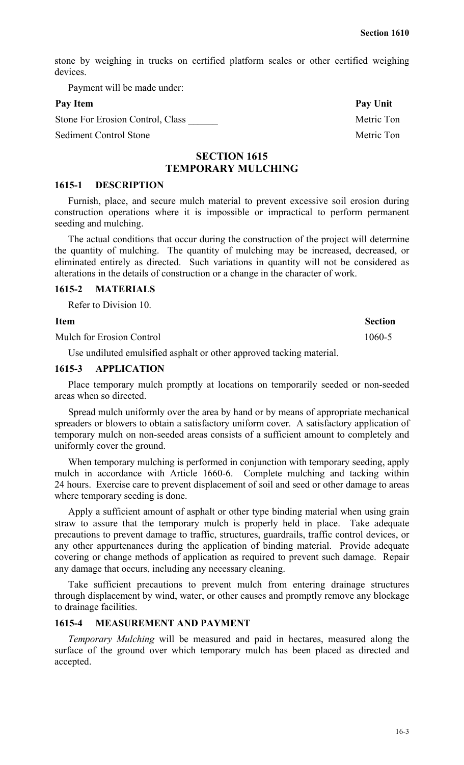stone by weighing in trucks on certified platform scales or other certified weighing devices.

Payment will be made under:

| Pay Item | Pay Unit |
| --- | --- |
| Stone For Erosion Control, Class ______ | Metric Ton |
| Sediment Control Stone | Metric Ton |

## SECTION 1615 TEMPORARY MULCHING

### 1615-1 DESCRIPTION

Furnish, place, and secure mulch material to prevent excessive soil erosion during construction operations where it is impossible or impractical to perform permanent seeding and mulching.

The actual conditions that occur during the construction of the project will determine the quantity of mulching. The quantity of mulching may be increased, decreased, or eliminated entirely as directed. Such variations in quantity will not be considered as alterations in the details of construction or a change in the character of work.

### 1615-2 MATERIALS

Refer to Division 10.

| Item | Section |
| --- | --- |
| Mulch for Erosion Control | 1060-5 |

Use undiluted emulsified asphalt or other approved tacking material.

### 1615-3 APPLICATION

Place temporary mulch promptly at locations on temporarily seeded or non-seeded areas when so directed.

Spread mulch uniformly over the area by hand or by means of appropriate mechanical spreaders or blowers to obtain a satisfactory uniform cover. A satisfactory application of temporary mulch on non-seeded areas consists of a sufficient amount to completely and uniformly cover the ground.

When temporary mulching is performed in conjunction with temporary seeding, apply mulch in accordance with Article 1660-6. Complete mulching and tacking within 24 hours. Exercise care to prevent displacement of soil and seed or other damage to areas where temporary seeding is done.

Apply a sufficient amount of asphalt or other type binding material when using grain straw to assure that the temporary mulch is properly held in place. Take adequate precautions to prevent damage to traffic, structures, guardrails, traffic control devices, or any other appurtenances during the application of binding material. Provide adequate covering or change methods of application as required to prevent such damage. Repair any damage that occurs, including any necessary cleaning.

Take sufficient precautions to prevent mulch from entering drainage structures through displacement by wind, water, or other causes and promptly remove any blockage to drainage facilities.

### 1615-4 MEASUREMENT AND PAYMENT

*Temporary Mulching* will be measured and paid in hectares, measured along the surface of the ground over which temporary mulch has been placed as directed and accepted.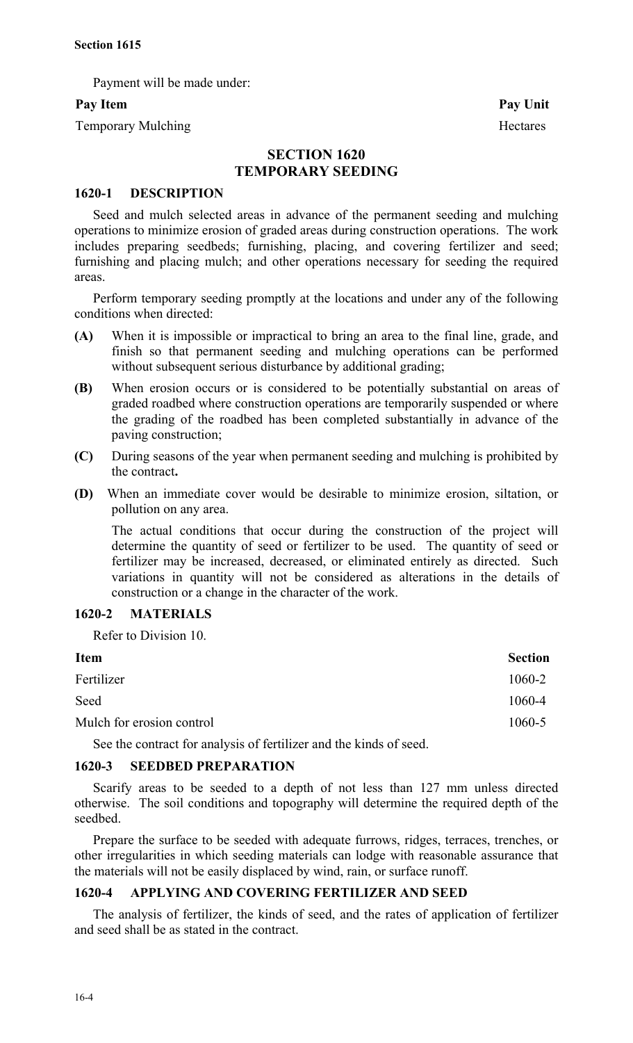Payment will be made under:

| Pay Item | Pay Unit |
|---|---|
| Temporary Mulching | Hectares |

# SECTION 1620
# TEMPORARY SEEDING

## 1620-1 DESCRIPTION

Seed and mulch selected areas in advance of the permanent seeding and mulching operations to minimize erosion of graded areas during construction operations. The work includes preparing seedbeds; furnishing, placing, and covering fertilizer and seed; furnishing and placing mulch; and other operations necessary for seeding the required areas.

Perform temporary seeding promptly at the locations and under any of the following conditions when directed:

**(A)** When it is impossible or impractical to bring an area to the final line, grade, and finish so that permanent seeding and mulching operations can be performed without subsequent serious disturbance by additional grading;

**(B)** When erosion occurs or is considered to be potentially substantial on areas of graded roadbed where construction operations are temporarily suspended or where the grading of the roadbed has been completed substantially in advance of the paving construction;

**(C)** During seasons of the year when permanent seeding and mulching is prohibited by the contract**.**

**(D)** When an immediate cover would be desirable to minimize erosion, siltation, or pollution on any area.

The actual conditions that occur during the construction of the project will determine the quantity of seed or fertilizer to be used. The quantity of seed or fertilizer may be increased, decreased, or eliminated entirely as directed. Such variations in quantity will not be considered as alterations in the details of construction or a change in the character of the work.

## 1620-2 MATERIALS

Refer to Division 10.

| Item | Section |
|---|---|
| Fertilizer | 1060-2 |
| Seed | 1060-4 |
| Mulch for erosion control | 1060-5 |

See the contract for analysis of fertilizer and the kinds of seed.

## 1620-3 SEEDBED PREPARATION

Scarify areas to be seeded to a depth of not less than 127 mm unless directed otherwise. The soil conditions and topography will determine the required depth of the seedbed.

Prepare the surface to be seeded with adequate furrows, ridges, terraces, trenches, or other irregularities in which seeding materials can lodge with reasonable assurance that the materials will not be easily displaced by wind, rain, or surface runoff.

## 1620-4 APPLYING AND COVERING FERTILIZER AND SEED

The analysis of fertilizer, the kinds of seed, and the rates of application of fertilizer and seed shall be as stated in the contract.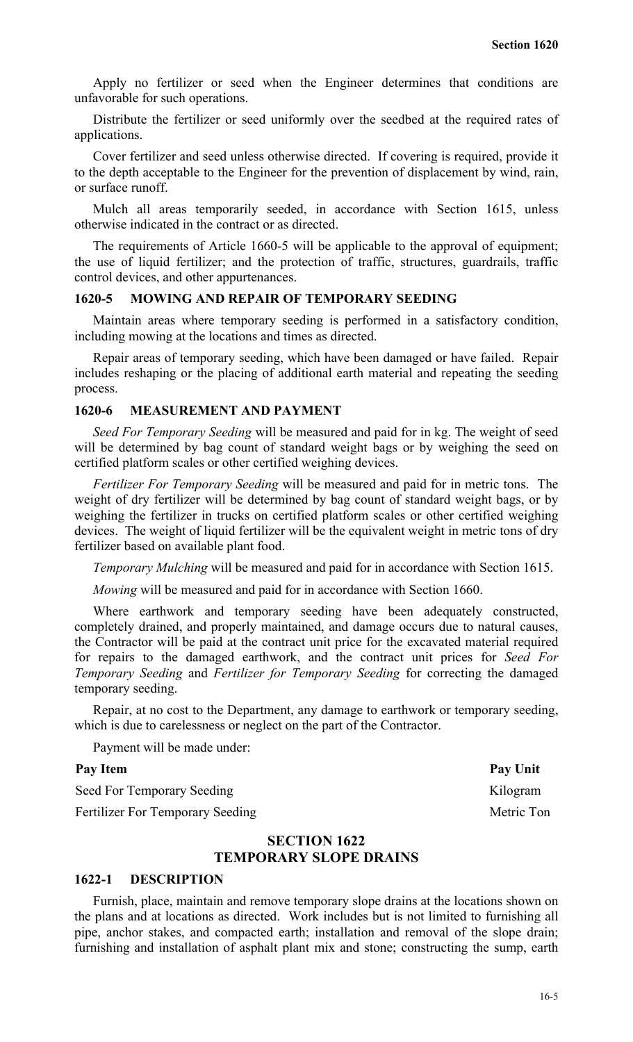Apply no fertilizer or seed when the Engineer determines that conditions are unfavorable for such operations.

Distribute the fertilizer or seed uniformly over the seedbed at the required rates of applications.

Cover fertilizer and seed unless otherwise directed. If covering is required, provide it to the depth acceptable to the Engineer for the prevention of displacement by wind, rain, or surface runoff.

Mulch all areas temporarily seeded, in accordance with Section 1615, unless otherwise indicated in the contract or as directed.

The requirements of Article 1660-5 will be applicable to the approval of equipment; the use of liquid fertilizer; and the protection of traffic, structures, guardrails, traffic control devices, and other appurtenances.

### 1620-5 MOWING AND REPAIR OF TEMPORARY SEEDING

Maintain areas where temporary seeding is performed in a satisfactory condition, including mowing at the locations and times as directed.

Repair areas of temporary seeding, which have been damaged or have failed. Repair includes reshaping or the placing of additional earth material and repeating the seeding process.

### 1620-6 MEASUREMENT AND PAYMENT

*Seed For Temporary Seeding* will be measured and paid for in kg. The weight of seed will be determined by bag count of standard weight bags or by weighing the seed on certified platform scales or other certified weighing devices.

*Fertilizer For Temporary Seeding* will be measured and paid for in metric tons. The weight of dry fertilizer will be determined by bag count of standard weight bags, or by weighing the fertilizer in trucks on certified platform scales or other certified weighing devices. The weight of liquid fertilizer will be the equivalent weight in metric tons of dry fertilizer based on available plant food.

*Temporary Mulching* will be measured and paid for in accordance with Section 1615.

*Mowing* will be measured and paid for in accordance with Section 1660.

Where earthwork and temporary seeding have been adequately constructed, completely drained, and properly maintained, and damage occurs due to natural causes, the Contractor will be paid at the contract unit price for the excavated material required for repairs to the damaged earthwork, and the contract unit prices for *Seed For Temporary Seeding* and *Fertilizer for Temporary Seeding* for correcting the damaged temporary seeding.

Repair, at no cost to the Department, any damage to earthwork or temporary seeding, which is due to carelessness or neglect on the part of the Contractor.

Payment will be made under:

| Pay Item | Pay Unit |
|---|---|
| Seed For Temporary Seeding | Kilogram |
| Fertilizer For Temporary Seeding | Metric Ton |

## SECTION 1622 TEMPORARY SLOPE DRAINS

### 1622-1 DESCRIPTION

Furnish, place, maintain and remove temporary slope drains at the locations shown on the plans and at locations as directed. Work includes but is not limited to furnishing all pipe, anchor stakes, and compacted earth; installation and removal of the slope drain; furnishing and installation of asphalt plant mix and stone; constructing the sump, earth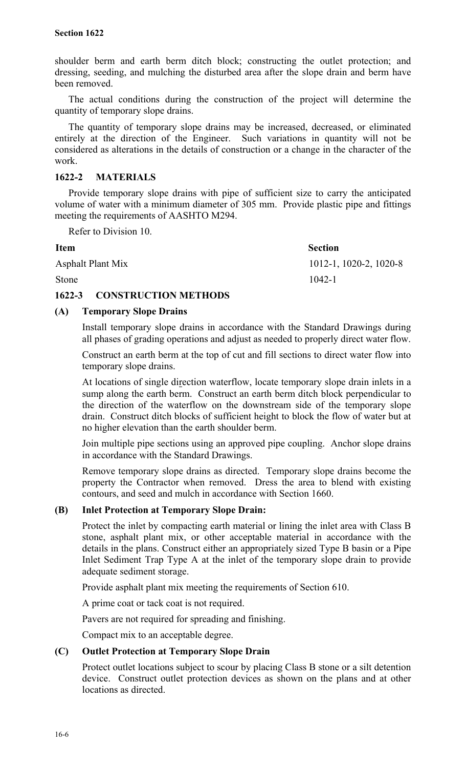shoulder berm and earth berm ditch block; constructing the outlet protection; and dressing, seeding, and mulching the disturbed area after the slope drain and berm have been removed.

The actual conditions during the construction of the project will determine the quantity of temporary slope drains.

The quantity of temporary slope drains may be increased, decreased, or eliminated entirely at the direction of the Engineer. Such variations in quantity will not be considered as alterations in the details of construction or a change in the character of the work.

## 1622-2 MATERIALS

Provide temporary slope drains with pipe of sufficient size to carry the anticipated volume of water with a minimum diameter of 305 mm. Provide plastic pipe and fittings meeting the requirements of AASHTO M294.

Refer to Division 10.

| Item | Section |
|---|---|
| Asphalt Plant Mix | 1012-1, 1020-2, 1020-8 |
| Stone | 1042-1 |

## 1622-3 CONSTRUCTION METHODS

### (A) Temporary Slope Drains

Install temporary slope drains in accordance with the Standard Drawings during all phases of grading operations and adjust as needed to properly direct water flow.

Construct an earth berm at the top of cut and fill sections to direct water flow into temporary slope drains.

At locations of single direction waterflow, locate temporary slope drain inlets in a sump along the earth berm. Construct an earth berm ditch block perpendicular to the direction of the waterflow on the downstream side of the temporary slope drain. Construct ditch blocks of sufficient height to block the flow of water but at no higher elevation than the earth shoulder berm.

Join multiple pipe sections using an approved pipe coupling. Anchor slope drains in accordance with the Standard Drawings.

Remove temporary slope drains as directed. Temporary slope drains become the property the Contractor when removed. Dress the area to blend with existing contours, and seed and mulch in accordance with Section 1660.

### (B) Inlet Protection at Temporary Slope Drain:

Protect the inlet by compacting earth material or lining the inlet area with Class B stone, asphalt plant mix, or other acceptable material in accordance with the details in the plans. Construct either an appropriately sized Type B basin or a Pipe Inlet Sediment Trap Type A at the inlet of the temporary slope drain to provide adequate sediment storage.

Provide asphalt plant mix meeting the requirements of Section 610.

A prime coat or tack coat is not required.

Pavers are not required for spreading and finishing.

Compact mix to an acceptable degree.

### (C) Outlet Protection at Temporary Slope Drain

Protect outlet locations subject to scour by placing Class B stone or a silt detention device. Construct outlet protection devices as shown on the plans and at other locations as directed.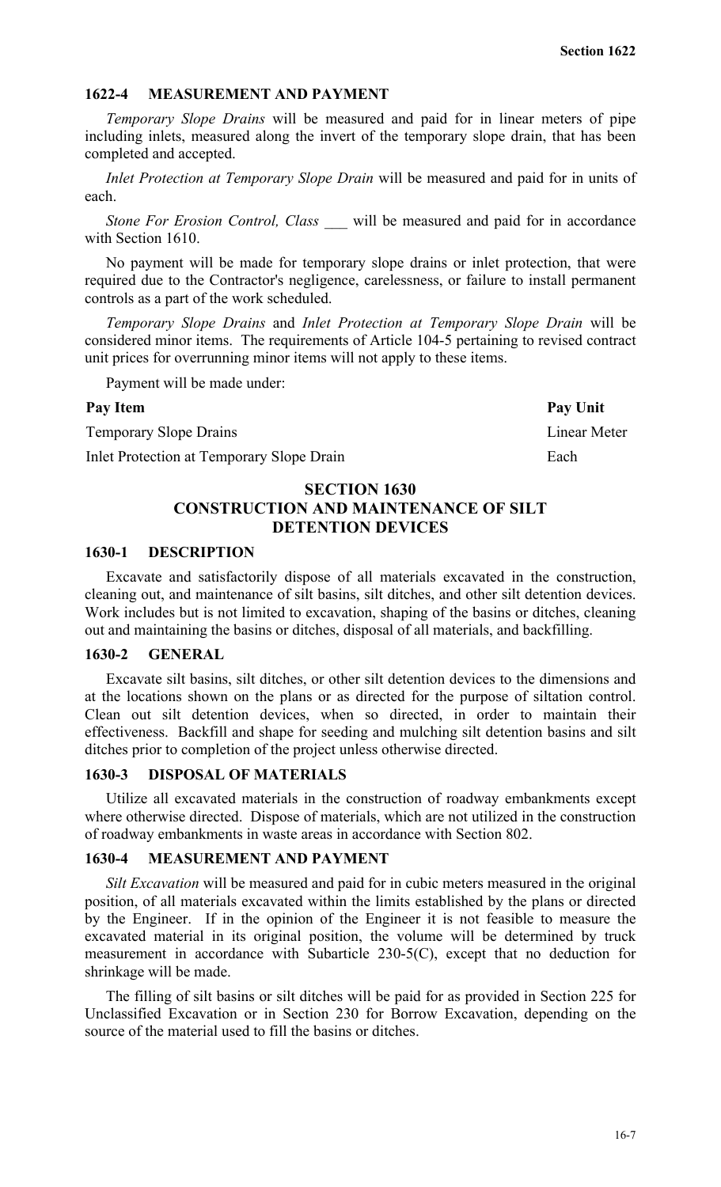### 1622-4 MEASUREMENT AND PAYMENT

*Temporary Slope Drains* will be measured and paid for in linear meters of pipe including inlets, measured along the invert of the temporary slope drain, that has been completed and accepted.

*Inlet Protection at Temporary Slope Drain* will be measured and paid for in units of each.

*Stone For Erosion Control, Class* ___ will be measured and paid for in accordance with Section 1610.

No payment will be made for temporary slope drains or inlet protection, that were required due to the Contractor's negligence, carelessness, or failure to install permanent controls as a part of the work scheduled.

*Temporary Slope Drains* and *Inlet Protection at Temporary Slope Drain* will be considered minor items. The requirements of Article 104-5 pertaining to revised contract unit prices for overrunning minor items will not apply to these items.

Payment will be made under:

| Pay Item | Pay Unit |
|---|---|
| Temporary Slope Drains | Linear Meter |
| Inlet Protection at Temporary Slope Drain | Each |

## SECTION 1630
## CONSTRUCTION AND MAINTENANCE OF SILT DETENTION DEVICES

### 1630-1 DESCRIPTION

Excavate and satisfactorily dispose of all materials excavated in the construction, cleaning out, and maintenance of silt basins, silt ditches, and other silt detention devices. Work includes but is not limited to excavation, shaping of the basins or ditches, cleaning out and maintaining the basins or ditches, disposal of all materials, and backfilling.

### 1630-2 GENERAL

Excavate silt basins, silt ditches, or other silt detention devices to the dimensions and at the locations shown on the plans or as directed for the purpose of siltation control. Clean out silt detention devices, when so directed, in order to maintain their effectiveness. Backfill and shape for seeding and mulching silt detention basins and silt ditches prior to completion of the project unless otherwise directed.

### 1630-3 DISPOSAL OF MATERIALS

Utilize all excavated materials in the construction of roadway embankments except where otherwise directed. Dispose of materials, which are not utilized in the construction of roadway embankments in waste areas in accordance with Section 802.

### 1630-4 MEASUREMENT AND PAYMENT

*Silt Excavation* will be measured and paid for in cubic meters measured in the original position, of all materials excavated within the limits established by the plans or directed by the Engineer. If in the opinion of the Engineer it is not feasible to measure the excavated material in its original position, the volume will be determined by truck measurement in accordance with Subarticle 230-5(C), except that no deduction for shrinkage will be made.

The filling of silt basins or silt ditches will be paid for as provided in Section 225 for Unclassified Excavation or in Section 230 for Borrow Excavation, depending on the source of the material used to fill the basins or ditches.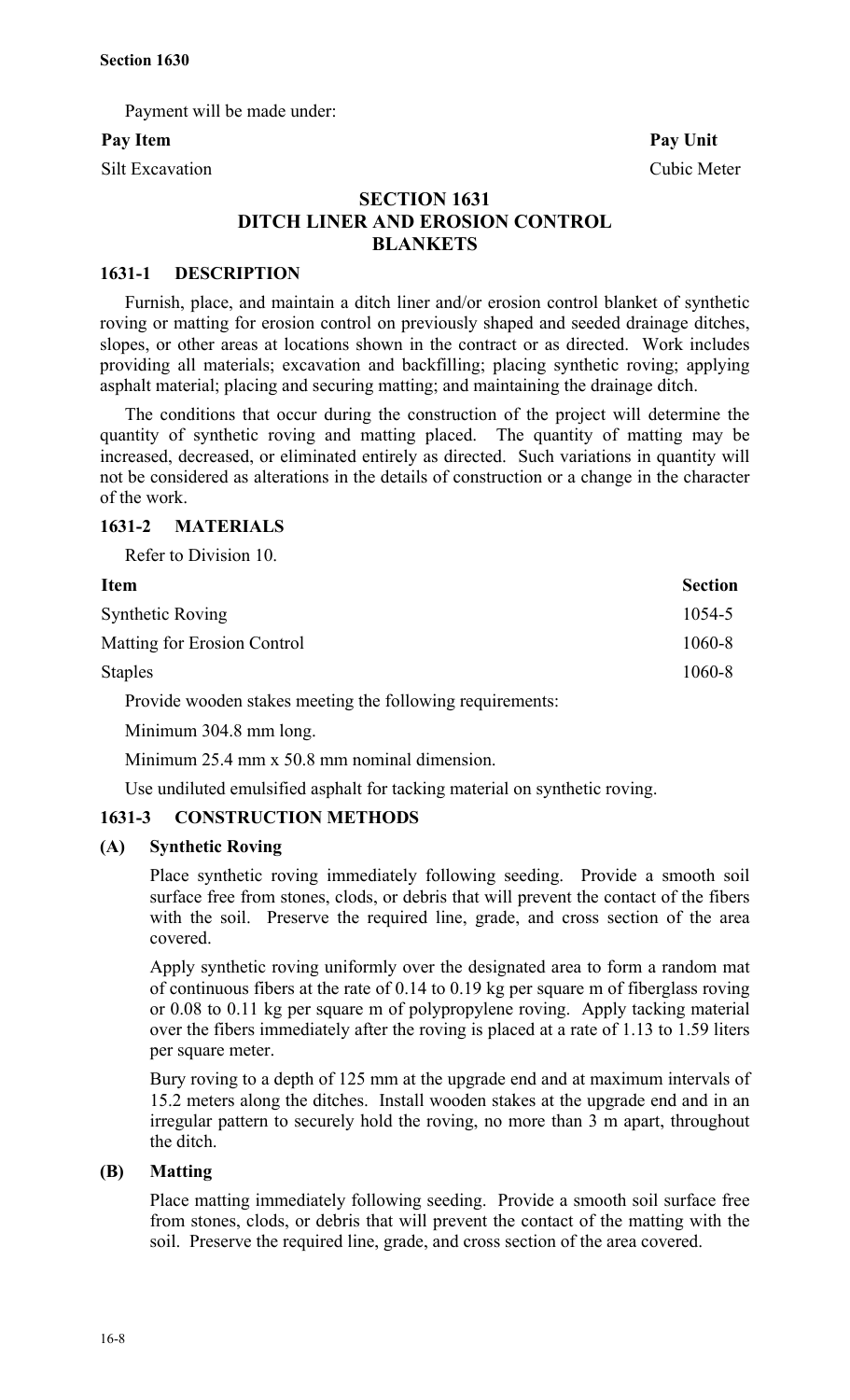Payment will be made under:

| Pay Item | Pay Unit |
|---|---|
| Silt Excavation | Cubic Meter |

# SECTION 1631
# DITCH LINER AND EROSION CONTROL BLANKETS

## 1631-1 DESCRIPTION

Furnish, place, and maintain a ditch liner and/or erosion control blanket of synthetic roving or matting for erosion control on previously shaped and seeded drainage ditches, slopes, or other areas at locations shown in the contract or as directed. Work includes providing all materials; excavation and backfilling; placing synthetic roving; applying asphalt material; placing and securing matting; and maintaining the drainage ditch.

The conditions that occur during the construction of the project will determine the quantity of synthetic roving and matting placed. The quantity of matting may be increased, decreased, or eliminated entirely as directed. Such variations in quantity will not be considered as alterations in the details of construction or a change in the character of the work.

## 1631-2 MATERIALS

Refer to Division 10.

| Item | Section |
|---|---|
| Synthetic Roving | 1054-5 |
| Matting for Erosion Control | 1060-8 |
| Staples | 1060-8 |

Provide wooden stakes meeting the following requirements:

Minimum 304.8 mm long.

Minimum 25.4 mm x 50.8 mm nominal dimension.

Use undiluted emulsified asphalt for tacking material on synthetic roving.

## 1631-3 CONSTRUCTION METHODS

### (A) Synthetic Roving

Place synthetic roving immediately following seeding. Provide a smooth soil surface free from stones, clods, or debris that will prevent the contact of the fibers with the soil. Preserve the required line, grade, and cross section of the area covered.

Apply synthetic roving uniformly over the designated area to form a random mat of continuous fibers at the rate of 0.14 to 0.19 kg per square m of fiberglass roving or 0.08 to 0.11 kg per square m of polypropylene roving. Apply tacking material over the fibers immediately after the roving is placed at a rate of 1.13 to 1.59 liters per square meter.

Bury roving to a depth of 125 mm at the upgrade end and at maximum intervals of 15.2 meters along the ditches. Install wooden stakes at the upgrade end and in an irregular pattern to securely hold the roving, no more than 3 m apart, throughout the ditch.

### (B) Matting

Place matting immediately following seeding. Provide a smooth soil surface free from stones, clods, or debris that will prevent the contact of the matting with the soil. Preserve the required line, grade, and cross section of the area covered.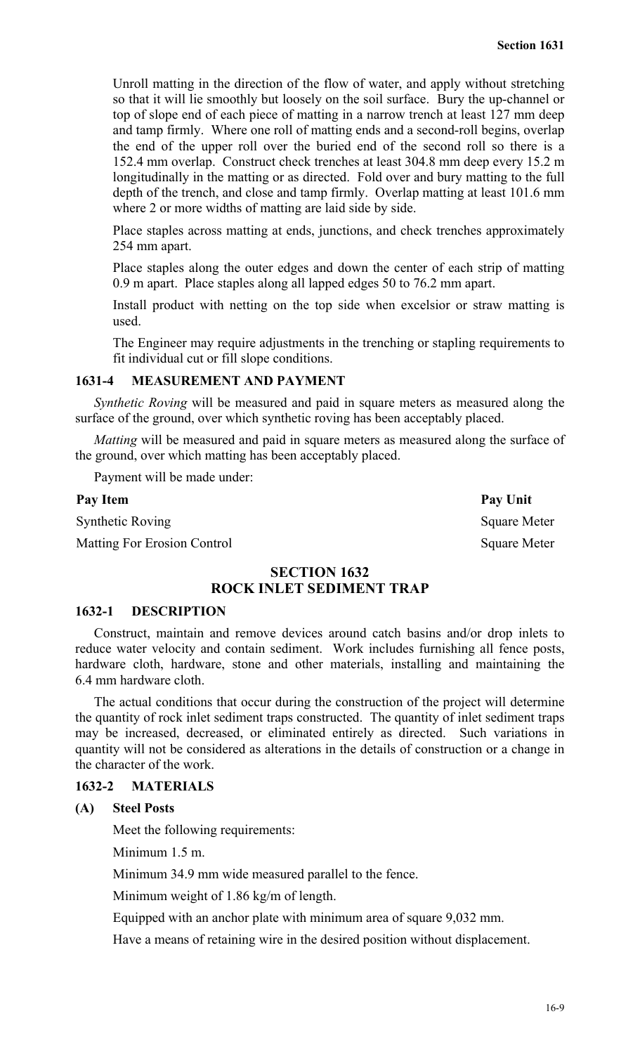Unroll matting in the direction of the flow of water, and apply without stretching so that it will lie smoothly but loosely on the soil surface. Bury the up-channel or top of slope end of each piece of matting in a narrow trench at least 127 mm deep and tamp firmly. Where one roll of matting ends and a second-roll begins, overlap the end of the upper roll over the buried end of the second roll so there is a 152.4 mm overlap. Construct check trenches at least 304.8 mm deep every 15.2 m longitudinally in the matting or as directed. Fold over and bury matting to the full depth of the trench, and close and tamp firmly. Overlap matting at least 101.6 mm where 2 or more widths of matting are laid side by side.

Place staples across matting at ends, junctions, and check trenches approximately 254 mm apart.

Place staples along the outer edges and down the center of each strip of matting 0.9 m apart. Place staples along all lapped edges 50 to 76.2 mm apart.

Install product with netting on the top side when excelsior or straw matting is used.

The Engineer may require adjustments in the trenching or stapling requirements to fit individual cut or fill slope conditions.

### 1631-4 MEASUREMENT AND PAYMENT

*Synthetic Roving* will be measured and paid in square meters as measured along the surface of the ground, over which synthetic roving has been acceptably placed.

*Matting* will be measured and paid in square meters as measured along the surface of the ground, over which matting has been acceptably placed.

Payment will be made under:

| Pay Item | Pay Unit |
|---|---|
| Synthetic Roving | Square Meter |
| Matting For Erosion Control | Square Meter |

## SECTION 1632
## ROCK INLET SEDIMENT TRAP

### 1632-1 DESCRIPTION

Construct, maintain and remove devices around catch basins and/or drop inlets to reduce water velocity and contain sediment. Work includes furnishing all fence posts, hardware cloth, hardware, stone and other materials, installing and maintaining the 6.4 mm hardware cloth.

The actual conditions that occur during the construction of the project will determine the quantity of rock inlet sediment traps constructed. The quantity of inlet sediment traps may be increased, decreased, or eliminated entirely as directed. Such variations in quantity will not be considered as alterations in the details of construction or a change in the character of the work.

### 1632-2 MATERIALS

**(A) Steel Posts**

Meet the following requirements:

Minimum 1.5 m.

Minimum 34.9 mm wide measured parallel to the fence.

Minimum weight of 1.86 kg/m of length.

Equipped with an anchor plate with minimum area of square 9,032 mm.

Have a means of retaining wire in the desired position without displacement.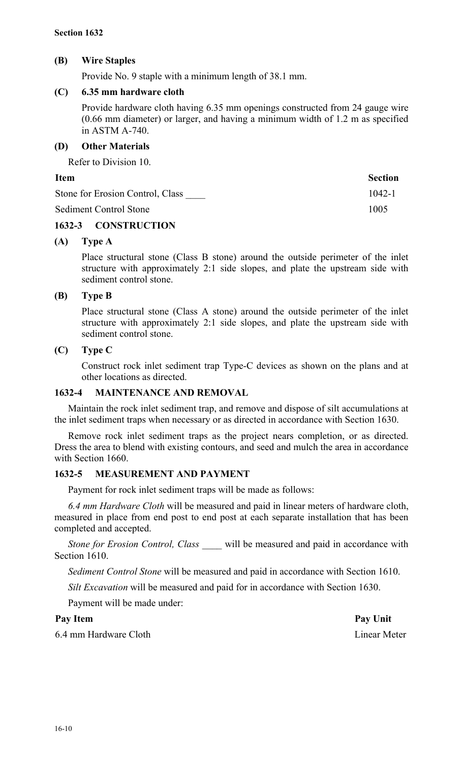### (B) Wire Staples

Provide No. 9 staple with a minimum length of 38.1 mm.

### (C) 6.35 mm hardware cloth

Provide hardware cloth having 6.35 mm openings constructed from 24 gauge wire (0.66 mm diameter) or larger, and having a minimum width of 1.2 m as specified in ASTM A-740.

### (D) Other Materials

Refer to Division 10.

| Item | Section |
|---|---|
| Stone for Erosion Control, Class ____ | 1042-1 |
| Sediment Control Stone | 1005 |

## 1632-3 CONSTRUCTION

### (A) Type A

Place structural stone (Class B stone) around the outside perimeter of the inlet structure with approximately 2:1 side slopes, and plate the upstream side with sediment control stone.

### (B) Type B

Place structural stone (Class A stone) around the outside perimeter of the inlet structure with approximately 2:1 side slopes, and plate the upstream side with sediment control stone.

### (C) Type C

Construct rock inlet sediment trap Type-C devices as shown on the plans and at other locations as directed.

## 1632-4 MAINTENANCE AND REMOVAL

Maintain the rock inlet sediment trap, and remove and dispose of silt accumulations at the inlet sediment traps when necessary or as directed in accordance with Section 1630.

Remove rock inlet sediment traps as the project nears completion, or as directed. Dress the area to blend with existing contours, and seed and mulch the area in accordance with Section 1660.

## 1632-5 MEASUREMENT AND PAYMENT

Payment for rock inlet sediment traps will be made as follows:

*6.4 mm Hardware Cloth* will be measured and paid in linear meters of hardware cloth, measured in place from end post to end post at each separate installation that has been completed and accepted.

*Stone for Erosion Control, Class ____* will be measured and paid in accordance with Section 1610.

*Sediment Control Stone* will be measured and paid in accordance with Section 1610.

*Silt Excavation* will be measured and paid for in accordance with Section 1630.

Payment will be made under:

| Pay Item | Pay Unit |
|---|---|
| 6.4 mm Hardware Cloth | Linear Meter |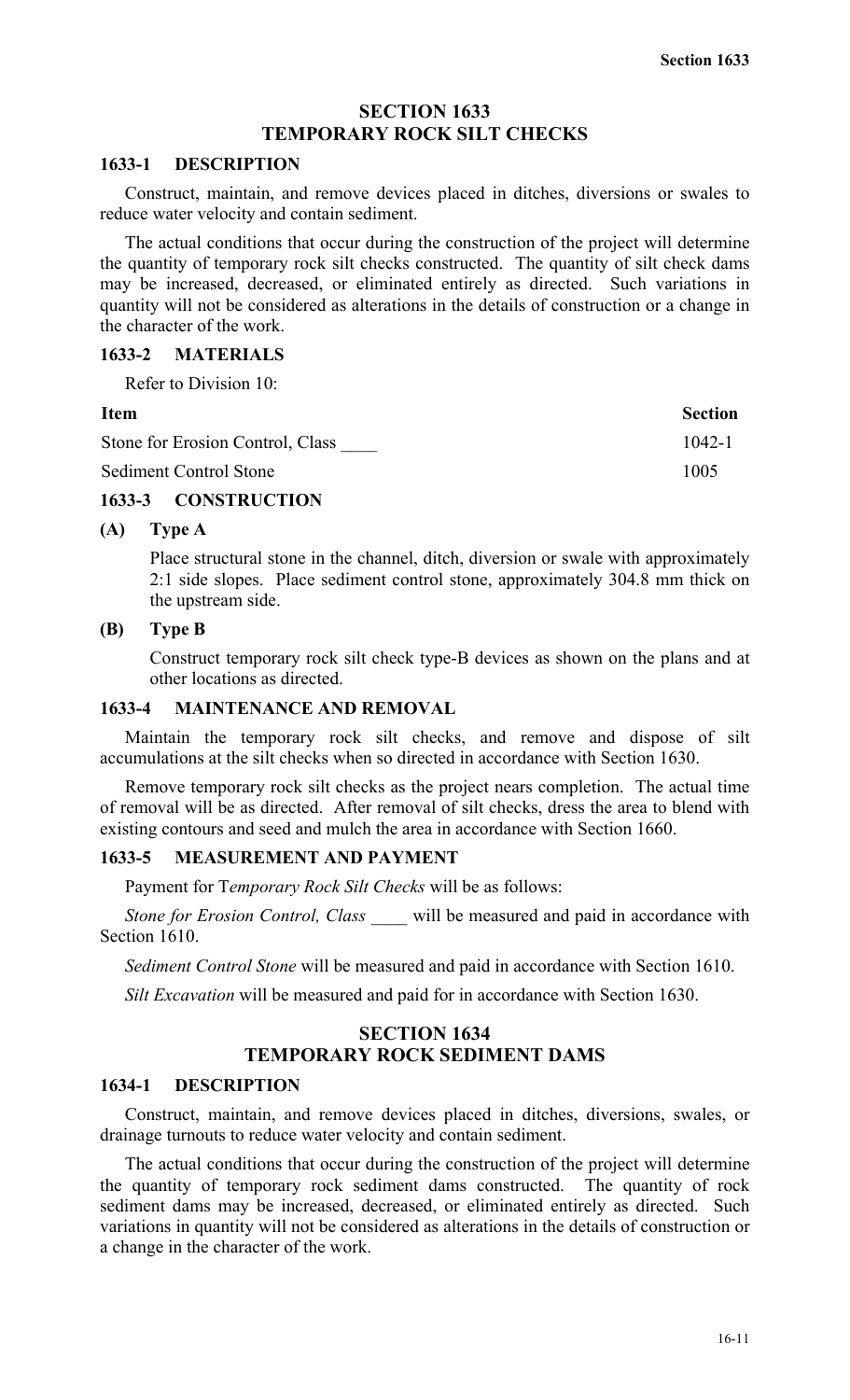## SECTION 1633
## TEMPORARY ROCK SILT CHECKS

### 1633-1 DESCRIPTION

Construct, maintain, and remove devices placed in ditches, diversions or swales to reduce water velocity and contain sediment.

The actual conditions that occur during the construction of the project will determine the quantity of temporary rock silt checks constructed. The quantity of silt check dams may be increased, decreased, or eliminated entirely as directed. Such variations in quantity will not be considered as alterations in the details of construction or a change in the character of the work.

### 1633-2 MATERIALS

Refer to Division 10:

| Item | Section |
|---|---|
| Stone for Erosion Control, Class ____ | 1042-1 |
| Sediment Control Stone | 1005 |

### 1633-3 CONSTRUCTION

**(A) Type A**

Place structural stone in the channel, ditch, diversion or swale with approximately 2:1 side slopes. Place sediment control stone, approximately 304.8 mm thick on the upstream side.

**(B) Type B**

Construct temporary rock silt check type-B devices as shown on the plans and at other locations as directed.

### 1633-4 MAINTENANCE AND REMOVAL

Maintain the temporary rock silt checks, and remove and dispose of silt accumulations at the silt checks when so directed in accordance with Section 1630.

Remove temporary rock silt checks as the project nears completion. The actual time of removal will be as directed. After removal of silt checks, dress the area to blend with existing contours and seed and mulch the area in accordance with Section 1660.

### 1633-5 MEASUREMENT AND PAYMENT

Payment for *Temporary Rock Silt Checks* will be as follows:

*Stone for Erosion Control, Class* ____ will be measured and paid in accordance with Section 1610.

*Sediment Control Stone* will be measured and paid in accordance with Section 1610.

*Silt Excavation* will be measured and paid for in accordance with Section 1630.

## SECTION 1634
## TEMPORARY ROCK SEDIMENT DAMS

### 1634-1 DESCRIPTION

Construct, maintain, and remove devices placed in ditches, diversions, swales, or drainage turnouts to reduce water velocity and contain sediment.

The actual conditions that occur during the construction of the project will determine the quantity of temporary rock sediment dams constructed. The quantity of rock sediment dams may be increased, decreased, or eliminated entirely as directed. Such variations in quantity will not be considered as alterations in the details of construction or a change in the character of the work.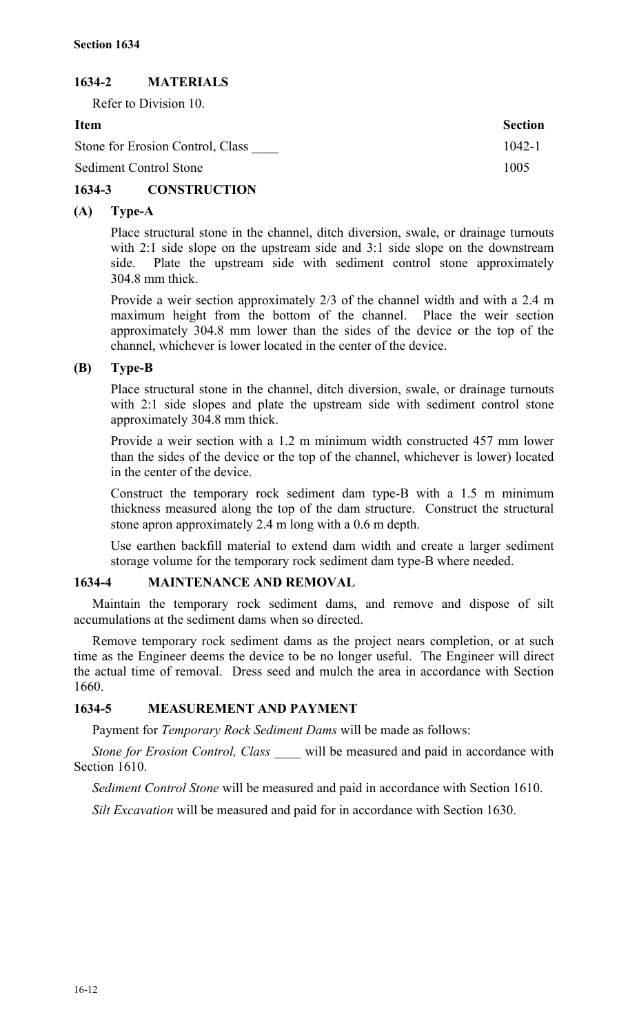## 1634-2 MATERIALS

Refer to Division 10.

| Item | Section |
|---|---|
| Stone for Erosion Control, Class ____ | 1042-1 |
| Sediment Control Stone | 1005 |

## 1634-3 CONSTRUCTION

### (A) Type-A

Place structural stone in the channel, ditch diversion, swale, or drainage turnouts with 2:1 side slope on the upstream side and 3:1 side slope on the downstream side. Plate the upstream side with sediment control stone approximately 304.8 mm thick.

Provide a weir section approximately 2/3 of the channel width and with a 2.4 m maximum height from the bottom of the channel. Place the weir section approximately 304.8 mm lower than the sides of the device or the top of the channel, whichever is lower located in the center of the device.

### (B) Type-B

Place structural stone in the channel, ditch diversion, swale, or drainage turnouts with 2:1 side slopes and plate the upstream side with sediment control stone approximately 304.8 mm thick.

Provide a weir section with a 1.2 m minimum width constructed 457 mm lower than the sides of the device or the top of the channel, whichever is lower) located in the center of the device.

Construct the temporary rock sediment dam type-B with a 1.5 m minimum thickness measured along the top of the dam structure. Construct the structural stone apron approximately 2.4 m long with a 0.6 m depth.

Use earthen backfill material to extend dam width and create a larger sediment storage volume for the temporary rock sediment dam type-B where needed.

## 1634-4 MAINTENANCE AND REMOVAL

Maintain the temporary rock sediment dams, and remove and dispose of silt accumulations at the sediment dams when so directed.

Remove temporary rock sediment dams as the project nears completion, or at such time as the Engineer deems the device to be no longer useful. The Engineer will direct the actual time of removal. Dress seed and mulch the area in accordance with Section 1660.

## 1634-5 MEASUREMENT AND PAYMENT

Payment for *Temporary Rock Sediment Dams* will be made as follows:

*Stone for Erosion Control, Class ____* will be measured and paid in accordance with Section 1610.

*Sediment Control Stone* will be measured and paid in accordance with Section 1610.

*Silt Excavation* will be measured and paid for in accordance with Section 1630.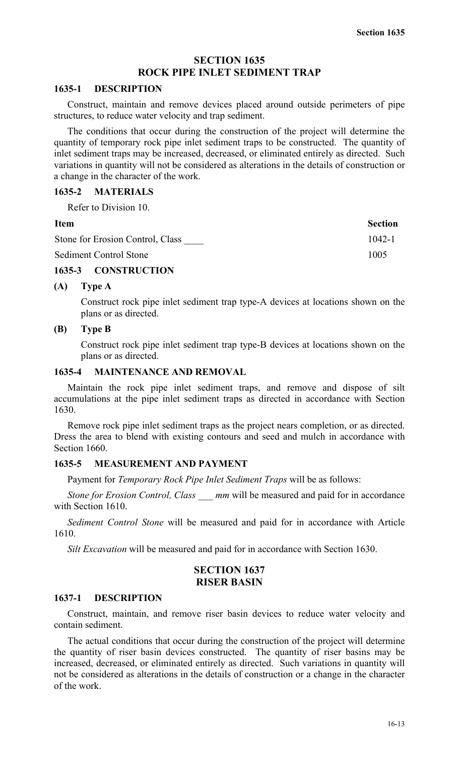# SECTION 1635
# ROCK PIPE INLET SEDIMENT TRAP

## 1635-1 DESCRIPTION

Construct, maintain and remove devices placed around outside perimeters of pipe structures, to reduce water velocity and trap sediment.

The conditions that occur during the construction of the project will determine the quantity of temporary rock pipe inlet sediment traps to be constructed. The quantity of inlet sediment traps may be increased, decreased, or eliminated entirely as directed. Such variations in quantity will not be considered as alterations in the details of construction or a change in the character of the work.

## 1635-2 MATERIALS

Refer to Division 10.

| Item | Section |
|---|---|
| Stone for Erosion Control, Class ____ | 1042-1 |
| Sediment Control Stone | 1005 |

## 1635-3 CONSTRUCTION

### (A) Type A

Construct rock pipe inlet sediment trap type-A devices at locations shown on the plans or as directed.

### (B) Type B

Construct rock pipe inlet sediment trap type-B devices at locations shown on the plans or as directed.

## 1635-4 MAINTENANCE AND REMOVAL

Maintain the rock pipe inlet sediment traps, and remove and dispose of silt accumulations at the pipe inlet sediment traps as directed in accordance with Section 1630.

Remove rock pipe inlet sediment traps as the project nears completion, or as directed. Dress the area to blend with existing contours and seed and mulch in accordance with Section 1660.

## 1635-5 MEASUREMENT AND PAYMENT

Payment for *Temporary Rock Pipe Inlet Sediment Traps* will be as follows:

*Stone for Erosion Control, Class ___ mm* will be measured and paid for in accordance with Section 1610.

*Sediment Control Stone* will be measured and paid for in accordance with Article 1610.

*Silt Excavation* will be measured and paid for in accordance with Section 1630.

# SECTION 1637
# RISER BASIN

## 1637-1 DESCRIPTION

Construct, maintain, and remove riser basin devices to reduce water velocity and contain sediment.

The actual conditions that occur during the construction of the project will determine the quantity of riser basin devices constructed. The quantity of riser basins may be increased, decreased, or eliminated entirely as directed. Such variations in quantity will not be considered as alterations in the details of construction or a change in the character of the work.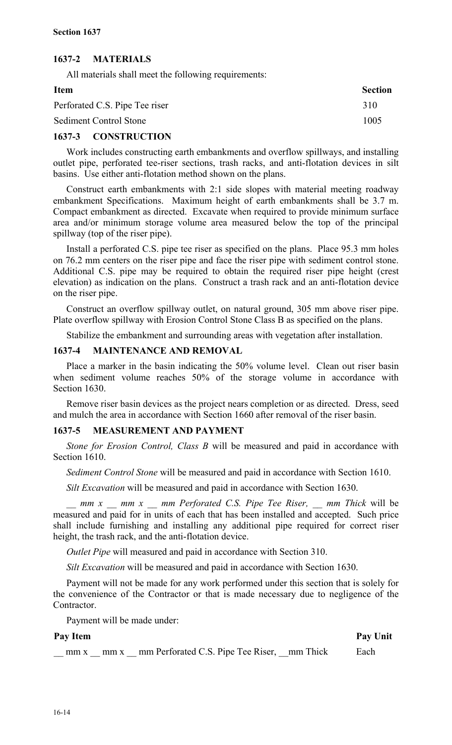## 1637-2 MATERIALS

All materials shall meet the following requirements:

| Item | Section |
|---|---|
| Perforated C.S. Pipe Tee riser | 310 |
| Sediment Control Stone | 1005 |

## 1637-3 CONSTRUCTION

Work includes constructing earth embankments and overflow spillways, and installing outlet pipe, perforated tee-riser sections, trash racks, and anti-flotation devices in silt basins. Use either anti-flotation method shown on the plans.

Construct earth embankments with 2:1 side slopes with material meeting roadway embankment Specifications. Maximum height of earth embankments shall be 3.7 m. Compact embankment as directed. Excavate when required to provide minimum surface area and/or minimum storage volume area measured below the top of the principal spillway (top of the riser pipe).

Install a perforated C.S. pipe tee riser as specified on the plans. Place 95.3 mm holes on 76.2 mm centers on the riser pipe and face the riser pipe with sediment control stone. Additional C.S. pipe may be required to obtain the required riser pipe height (crest elevation) as indication on the plans. Construct a trash rack and an anti-flotation device on the riser pipe.

Construct an overflow spillway outlet, on natural ground, 305 mm above riser pipe. Plate overflow spillway with Erosion Control Stone Class B as specified on the plans.

Stabilize the embankment and surrounding areas with vegetation after installation.

## 1637-4 MAINTENANCE AND REMOVAL

Place a marker in the basin indicating the 50% volume level. Clean out riser basin when sediment volume reaches 50% of the storage volume in accordance with Section 1630.

Remove riser basin devices as the project nears completion or as directed. Dress, seed and mulch the area in accordance with Section 1660 after removal of the riser basin.

## 1637-5 MEASUREMENT AND PAYMENT

*Stone for Erosion Control, Class B* will be measured and paid in accordance with Section 1610.

*Sediment Control Stone* will be measured and paid in accordance with Section 1610.

*Silt Excavation* will be measured and paid in accordance with Section 1630.

*__ mm x __ mm x __ mm Perforated C.S. Pipe Tee Riser, __ mm Thick* will be measured and paid for in units of each that has been installed and accepted. Such price shall include furnishing and installing any additional pipe required for correct riser height, the trash rack, and the anti-flotation device.

*Outlet Pipe* will measured and paid in accordance with Section 310.

*Silt Excavation* will be measured and paid in accordance with Section 1630.

Payment will not be made for any work performed under this section that is solely for the convenience of the Contractor or that is made necessary due to negligence of the Contractor.

Payment will be made under:

| Pay Item | Pay Unit |
|---|---|
| __ mm x __ mm x __ mm Perforated C.S. Pipe Tee Riser, __mm Thick | Each |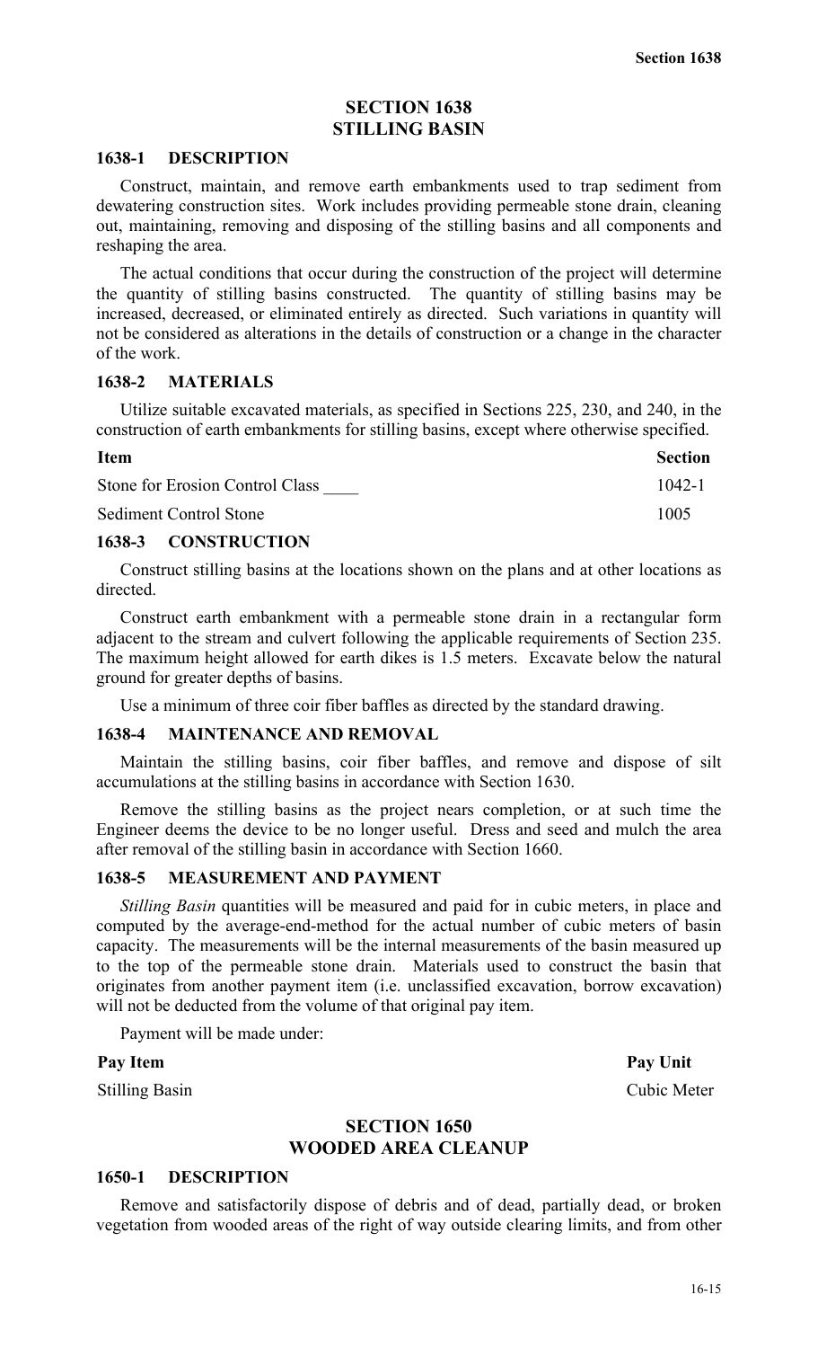# SECTION 1638
# STILLING BASIN

## 1638-1 DESCRIPTION

Construct, maintain, and remove earth embankments used to trap sediment from dewatering construction sites. Work includes providing permeable stone drain, cleaning out, maintaining, removing and disposing of the stilling basins and all components and reshaping the area.

The actual conditions that occur during the construction of the project will determine the quantity of stilling basins constructed. The quantity of stilling basins may be increased, decreased, or eliminated entirely as directed. Such variations in quantity will not be considered as alterations in the details of construction or a change in the character of the work.

## 1638-2 MATERIALS

Utilize suitable excavated materials, as specified in Sections 225, 230, and 240, in the construction of earth embankments for stilling basins, except where otherwise specified.

| Item | Section |
|---|---|
| Stone for Erosion Control Class ____ | 1042-1 |
| Sediment Control Stone | 1005 |

## 1638-3 CONSTRUCTION

Construct stilling basins at the locations shown on the plans and at other locations as directed.

Construct earth embankment with a permeable stone drain in a rectangular form adjacent to the stream and culvert following the applicable requirements of Section 235. The maximum height allowed for earth dikes is 1.5 meters. Excavate below the natural ground for greater depths of basins.

Use a minimum of three coir fiber baffles as directed by the standard drawing.

## 1638-4 MAINTENANCE AND REMOVAL

Maintain the stilling basins, coir fiber baffles, and remove and dispose of silt accumulations at the stilling basins in accordance with Section 1630.

Remove the stilling basins as the project nears completion, or at such time the Engineer deems the device to be no longer useful. Dress and seed and mulch the area after removal of the stilling basin in accordance with Section 1660.

## 1638-5 MEASUREMENT AND PAYMENT

*Stilling Basin* quantities will be measured and paid for in cubic meters, in place and computed by the average-end-method for the actual number of cubic meters of basin capacity. The measurements will be the internal measurements of the basin measured up to the top of the permeable stone drain. Materials used to construct the basin that originates from another payment item (i.e. unclassified excavation, borrow excavation) will not be deducted from the volume of that original pay item.

Payment will be made under:

| Pay Item | Pay Unit |
|---|---|
| Stilling Basin | Cubic Meter |

# SECTION 1650
# WOODED AREA CLEANUP

## 1650-1 DESCRIPTION

Remove and satisfactorily dispose of debris and of dead, partially dead, or broken vegetation from wooded areas of the right of way outside clearing limits, and from other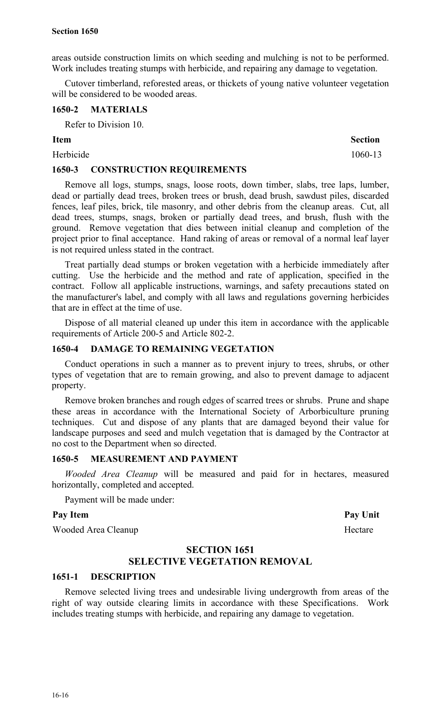areas outside construction limits on which seeding and mulching is not to be performed. Work includes treating stumps with herbicide, and repairing any damage to vegetation.

Cutover timberland, reforested areas, or thickets of young native volunteer vegetation will be considered to be wooded areas.

### 1650-2 MATERIALS

Refer to Division 10.

| Item | Section |
|---|---|
| Herbicide | 1060-13 |

### 1650-3 CONSTRUCTION REQUIREMENTS

Remove all logs, stumps, snags, loose roots, down timber, slabs, tree laps, lumber, dead or partially dead trees, broken trees or brush, dead brush, sawdust piles, discarded fences, leaf piles, brick, tile masonry, and other debris from the cleanup areas. Cut, all dead trees, stumps, snags, broken or partially dead trees, and brush, flush with the ground. Remove vegetation that dies between initial cleanup and completion of the project prior to final acceptance. Hand raking of areas or removal of a normal leaf layer is not required unless stated in the contract.

Treat partially dead stumps or broken vegetation with a herbicide immediately after cutting. Use the herbicide and the method and rate of application, specified in the contract. Follow all applicable instructions, warnings, and safety precautions stated on the manufacturer's label, and comply with all laws and regulations governing herbicides that are in effect at the time of use.

Dispose of all material cleaned up under this item in accordance with the applicable requirements of Article 200-5 and Article 802-2.

### 1650-4 DAMAGE TO REMAINING VEGETATION

Conduct operations in such a manner as to prevent injury to trees, shrubs, or other types of vegetation that are to remain growing, and also to prevent damage to adjacent property.

Remove broken branches and rough edges of scarred trees or shrubs. Prune and shape these areas in accordance with the International Society of Arborbiculture pruning techniques. Cut and dispose of any plants that are damaged beyond their value for landscape purposes and seed and mulch vegetation that is damaged by the Contractor at no cost to the Department when so directed.

### 1650-5 MEASUREMENT AND PAYMENT

*Wooded Area Cleanup* will be measured and paid for in hectares, measured horizontally, completed and accepted.

Payment will be made under:

| Pay Item | Pay Unit |
|---|---|
| Wooded Area Cleanup | Hectare |

## SECTION 1651
## SELECTIVE VEGETATION REMOVAL

### 1651-1 DESCRIPTION

Remove selected living trees and undesirable living undergrowth from areas of the right of way outside clearing limits in accordance with these Specifications. Work includes treating stumps with herbicide, and repairing any damage to vegetation.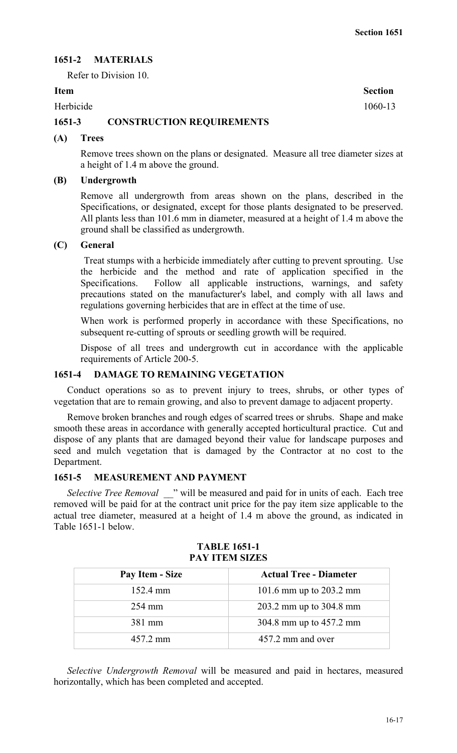## 1651-2 MATERIALS

Refer to Division 10.

| Item | Section |
|---|---|
| Herbicide | 1060-13 |

## 1651-3 CONSTRUCTION REQUIREMENTS

### (A) Trees

Remove trees shown on the plans or designated. Measure all tree diameter sizes at a height of 1.4 m above the ground.

### (B) Undergrowth

Remove all undergrowth from areas shown on the plans, described in the Specifications, or designated, except for those plants designated to be preserved. All plants less than 101.6 mm in diameter, measured at a height of 1.4 m above the ground shall be classified as undergrowth.

### (C) General

Treat stumps with a herbicide immediately after cutting to prevent sprouting. Use the herbicide and the method and rate of application specified in the Specifications. Follow all applicable instructions, warnings, and safety precautions stated on the manufacturer's label, and comply with all laws and regulations governing herbicides that are in effect at the time of use.

When work is performed properly in accordance with these Specifications, no subsequent re-cutting of sprouts or seedling growth will be required.

Dispose of all trees and undergrowth cut in accordance with the applicable requirements of Article 200-5.

## 1651-4 DAMAGE TO REMAINING VEGETATION

Conduct operations so as to prevent injury to trees, shrubs, or other types of vegetation that are to remain growing, and also to prevent damage to adjacent property.

Remove broken branches and rough edges of scarred trees or shrubs. Shape and make smooth these areas in accordance with generally accepted horticultural practice. Cut and dispose of any plants that are damaged beyond their value for landscape purposes and seed and mulch vegetation that is damaged by the Contractor at no cost to the Department.

## 1651-5 MEASUREMENT AND PAYMENT

*Selective Tree Removal* __" will be measured and paid for in units of each. Each tree removed will be paid for at the contract unit price for the pay item size applicable to the actual tree diameter, measured at a height of 1.4 m above the ground, as indicated in Table 1651-1 below.

**TABLE 1651-1**
**PAY ITEM SIZES**

| Pay Item - Size | Actual Tree - Diameter |
|---|---|
| 152.4 mm | 101.6 mm up to 203.2 mm |
| 254 mm | 203.2 mm up to 304.8 mm |
| 381 mm | 304.8 mm up to 457.2 mm |
| 457.2 mm | 457.2 mm and over |

*Selective Undergrowth Removal* will be measured and paid in hectares, measured horizontally, which has been completed and accepted.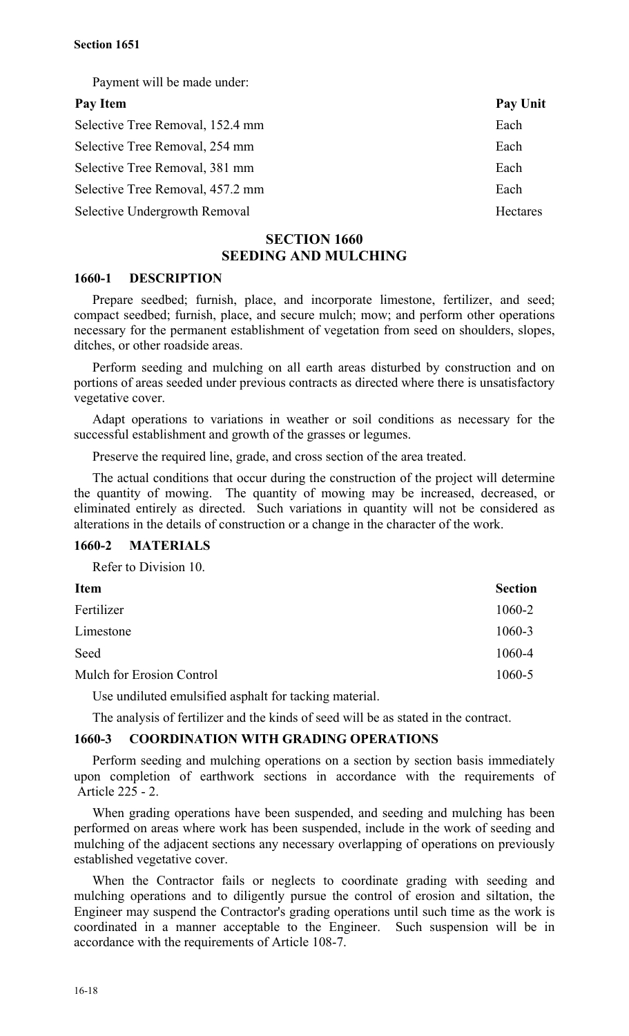Payment will be made under:

| Pay Item | Pay Unit |
|---|---|
| Selective Tree Removal, 152.4 mm | Each |
| Selective Tree Removal, 254 mm | Each |
| Selective Tree Removal, 381 mm | Each |
| Selective Tree Removal, 457.2 mm | Each |
| Selective Undergrowth Removal | Hectares |

## SECTION 1660
## SEEDING AND MULCHING

### 1660-1 DESCRIPTION

Prepare seedbed; furnish, place, and incorporate limestone, fertilizer, and seed; compact seedbed; furnish, place, and secure mulch; mow; and perform other operations necessary for the permanent establishment of vegetation from seed on shoulders, slopes, ditches, or other roadside areas.

Perform seeding and mulching on all earth areas disturbed by construction and on portions of areas seeded under previous contracts as directed where there is unsatisfactory vegetative cover.

Adapt operations to variations in weather or soil conditions as necessary for the successful establishment and growth of the grasses or legumes.

Preserve the required line, grade, and cross section of the area treated.

The actual conditions that occur during the construction of the project will determine the quantity of mowing. The quantity of mowing may be increased, decreased, or eliminated entirely as directed. Such variations in quantity will not be considered as alterations in the details of construction or a change in the character of the work.

### 1660-2 MATERIALS

Refer to Division 10.

| Item | Section |
|---|---|
| Fertilizer | 1060-2 |
| Limestone | 1060-3 |
| Seed | 1060-4 |
| Mulch for Erosion Control | 1060-5 |

Use undiluted emulsified asphalt for tacking material.

The analysis of fertilizer and the kinds of seed will be as stated in the contract.

### 1660-3 COORDINATION WITH GRADING OPERATIONS

Perform seeding and mulching operations on a section by section basis immediately upon completion of earthwork sections in accordance with the requirements of Article 225 - 2.

When grading operations have been suspended, and seeding and mulching has been performed on areas where work has been suspended, include in the work of seeding and mulching of the adjacent sections any necessary overlapping of operations on previously established vegetative cover.

When the Contractor fails or neglects to coordinate grading with seeding and mulching operations and to diligently pursue the control of erosion and siltation, the Engineer may suspend the Contractor's grading operations until such time as the work is coordinated in a manner acceptable to the Engineer. Such suspension will be in accordance with the requirements of Article 108-7.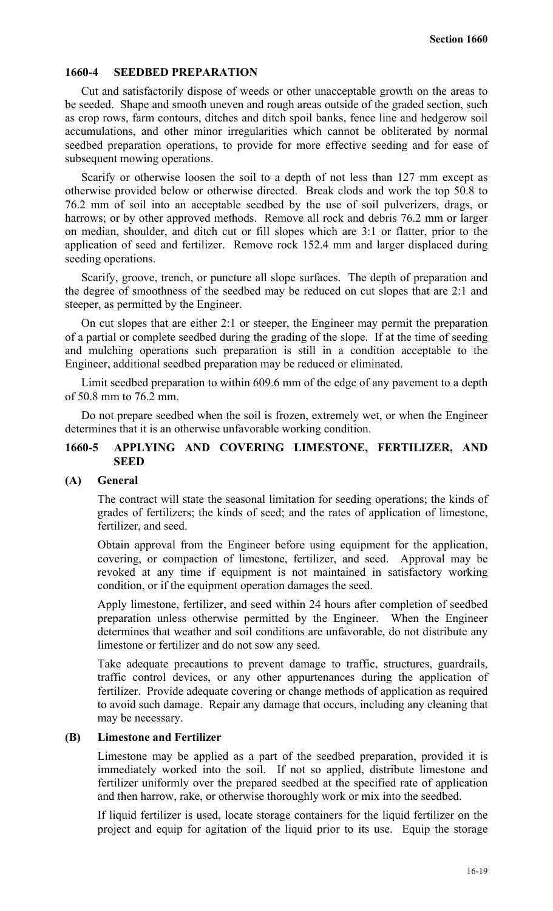### 1660-4 SEEDBED PREPARATION

Cut and satisfactorily dispose of weeds or other unacceptable growth on the areas to be seeded. Shape and smooth uneven and rough areas outside of the graded section, such as crop rows, farm contours, ditches and ditch spoil banks, fence line and hedgerow soil accumulations, and other minor irregularities which cannot be obliterated by normal seedbed preparation operations, to provide for more effective seeding and for ease of subsequent mowing operations.

Scarify or otherwise loosen the soil to a depth of not less than 127 mm except as otherwise provided below or otherwise directed. Break clods and work the top 50.8 to 76.2 mm of soil into an acceptable seedbed by the use of soil pulverizers, drags, or harrows; or by other approved methods. Remove all rock and debris 76.2 mm or larger on median, shoulder, and ditch cut or fill slopes which are 3:1 or flatter, prior to the application of seed and fertilizer. Remove rock 152.4 mm and larger displaced during seeding operations.

Scarify, groove, trench, or puncture all slope surfaces. The depth of preparation and the degree of smoothness of the seedbed may be reduced on cut slopes that are 2:1 and steeper, as permitted by the Engineer.

On cut slopes that are either 2:1 or steeper, the Engineer may permit the preparation of a partial or complete seedbed during the grading of the slope. If at the time of seeding and mulching operations such preparation is still in a condition acceptable to the Engineer, additional seedbed preparation may be reduced or eliminated.

Limit seedbed preparation to within 609.6 mm of the edge of any pavement to a depth of 50.8 mm to 76.2 mm.

Do not prepare seedbed when the soil is frozen, extremely wet, or when the Engineer determines that it is an otherwise unfavorable working condition.

### 1660-5 APPLYING AND COVERING LIMESTONE, FERTILIZER, AND SEED

#### (A) General

The contract will state the seasonal limitation for seeding operations; the kinds of grades of fertilizers; the kinds of seed; and the rates of application of limestone, fertilizer, and seed.

Obtain approval from the Engineer before using equipment for the application, covering, or compaction of limestone, fertilizer, and seed. Approval may be revoked at any time if equipment is not maintained in satisfactory working condition, or if the equipment operation damages the seed.

Apply limestone, fertilizer, and seed within 24 hours after completion of seedbed preparation unless otherwise permitted by the Engineer. When the Engineer determines that weather and soil conditions are unfavorable, do not distribute any limestone or fertilizer and do not sow any seed.

Take adequate precautions to prevent damage to traffic, structures, guardrails, traffic control devices, or any other appurtenances during the application of fertilizer. Provide adequate covering or change methods of application as required to avoid such damage. Repair any damage that occurs, including any cleaning that may be necessary.

#### (B) Limestone and Fertilizer

Limestone may be applied as a part of the seedbed preparation, provided it is immediately worked into the soil. If not so applied, distribute limestone and fertilizer uniformly over the prepared seedbed at the specified rate of application and then harrow, rake, or otherwise thoroughly work or mix into the seedbed.

If liquid fertilizer is used, locate storage containers for the liquid fertilizer on the project and equip for agitation of the liquid prior to its use. Equip the storage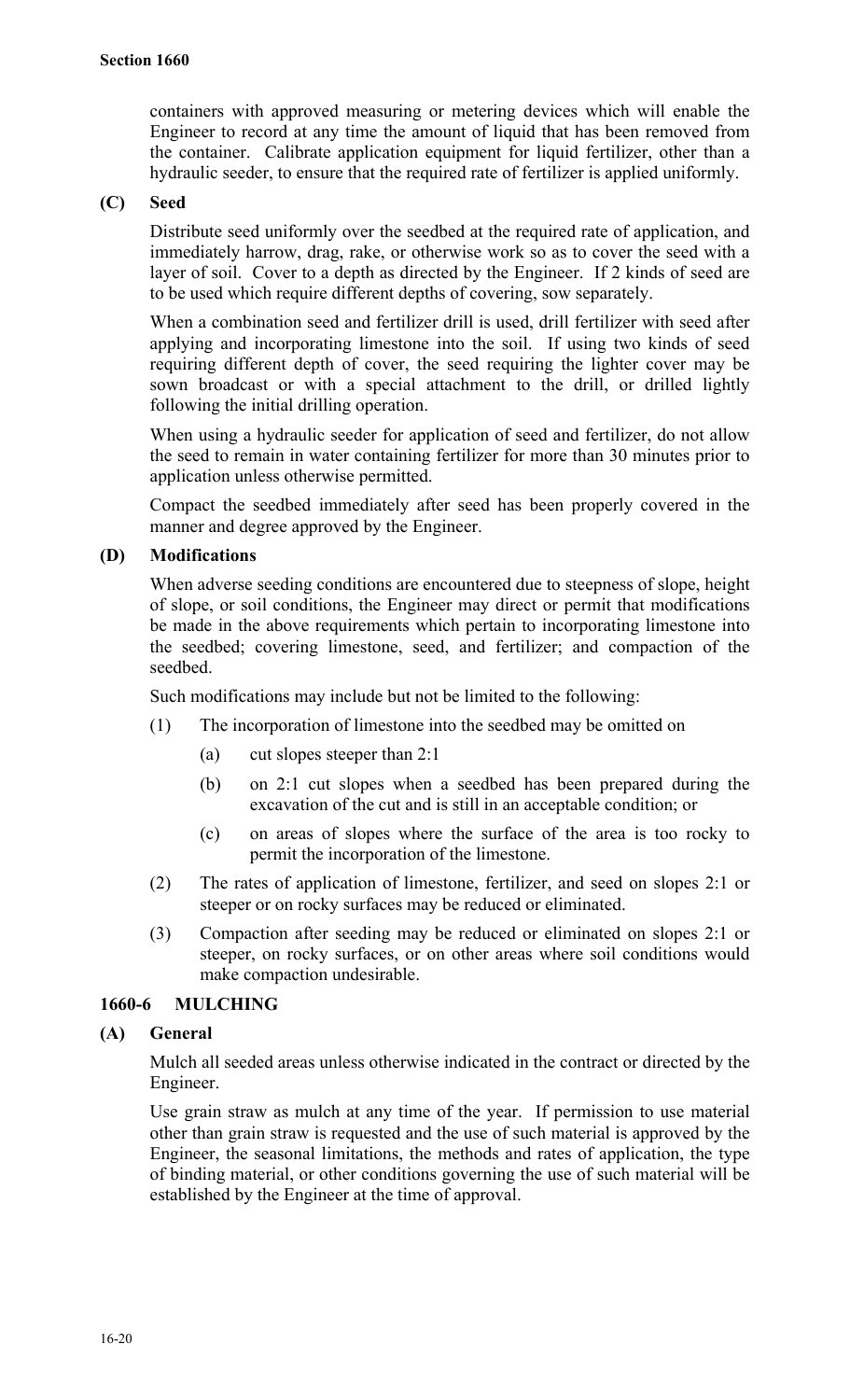containers with approved measuring or metering devices which will enable the Engineer to record at any time the amount of liquid that has been removed from the container. Calibrate application equipment for liquid fertilizer, other than a hydraulic seeder, to ensure that the required rate of fertilizer is applied uniformly.

**(C) Seed**

Distribute seed uniformly over the seedbed at the required rate of application, and immediately harrow, drag, rake, or otherwise work so as to cover the seed with a layer of soil. Cover to a depth as directed by the Engineer. If 2 kinds of seed are to be used which require different depths of covering, sow separately.

When a combination seed and fertilizer drill is used, drill fertilizer with seed after applying and incorporating limestone into the soil. If using two kinds of seed requiring different depth of cover, the seed requiring the lighter cover may be sown broadcast or with a special attachment to the drill, or drilled lightly following the initial drilling operation.

When using a hydraulic seeder for application of seed and fertilizer, do not allow the seed to remain in water containing fertilizer for more than 30 minutes prior to application unless otherwise permitted.

Compact the seedbed immediately after seed has been properly covered in the manner and degree approved by the Engineer.

**(D) Modifications**

When adverse seeding conditions are encountered due to steepness of slope, height of slope, or soil conditions, the Engineer may direct or permit that modifications be made in the above requirements which pertain to incorporating limestone into the seedbed; covering limestone, seed, and fertilizer; and compaction of the seedbed.

Such modifications may include but not be limited to the following:

(1) The incorporation of limestone into the seedbed may be omitted on

   (a) cut slopes steeper than 2:1

   (b) on 2:1 cut slopes when a seedbed has been prepared during the excavation of the cut and is still in an acceptable condition; or

   (c) on areas of slopes where the surface of the area is too rocky to permit the incorporation of the limestone.

(2) The rates of application of limestone, fertilizer, and seed on slopes 2:1 or steeper or on rocky surfaces may be reduced or eliminated.

(3) Compaction after seeding may be reduced or eliminated on slopes 2:1 or steeper, on rocky surfaces, or on other areas where soil conditions would make compaction undesirable.

## 1660-6 MULCHING

**(A) General**

Mulch all seeded areas unless otherwise indicated in the contract or directed by the Engineer.

Use grain straw as mulch at any time of the year. If permission to use material other than grain straw is requested and the use of such material is approved by the Engineer, the seasonal limitations, the methods and rates of application, the type of binding material, or other conditions governing the use of such material will be established by the Engineer at the time of approval.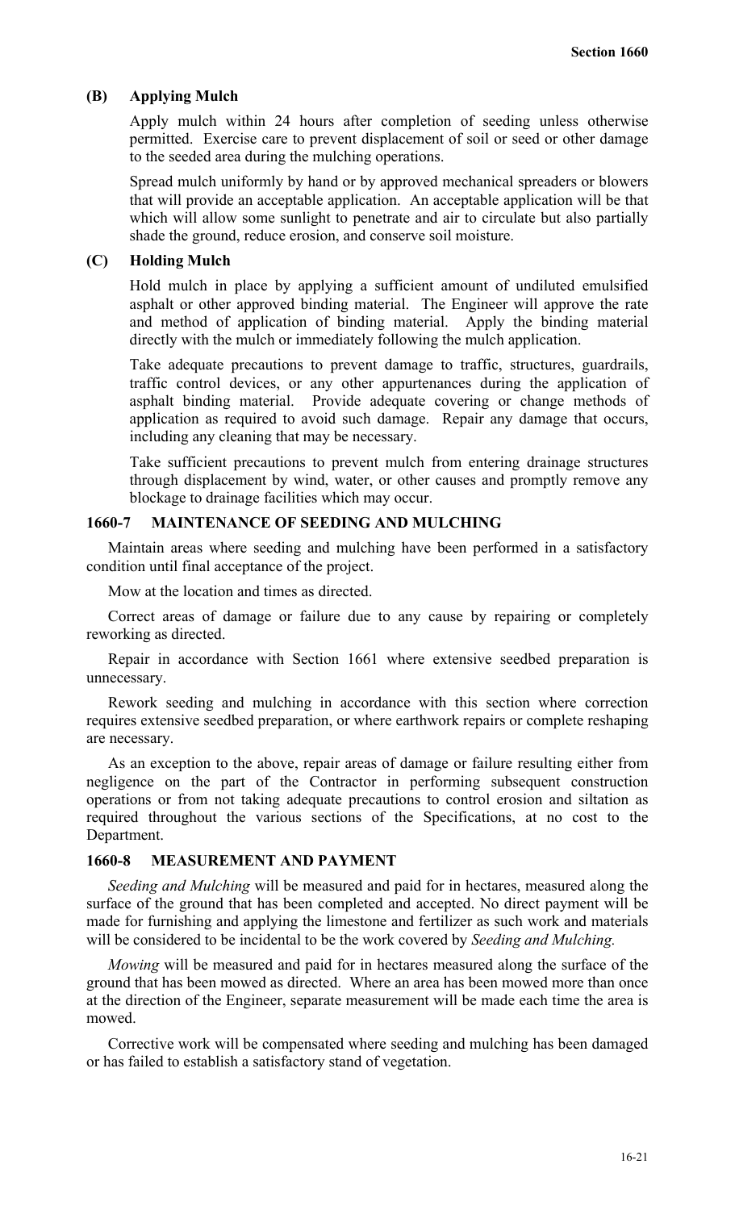### (B) Applying Mulch

Apply mulch within 24 hours after completion of seeding unless otherwise permitted. Exercise care to prevent displacement of soil or seed or other damage to the seeded area during the mulching operations.

Spread mulch uniformly by hand or by approved mechanical spreaders or blowers that will provide an acceptable application. An acceptable application will be that which will allow some sunlight to penetrate and air to circulate but also partially shade the ground, reduce erosion, and conserve soil moisture.

### (C) Holding Mulch

Hold mulch in place by applying a sufficient amount of undiluted emulsified asphalt or other approved binding material. The Engineer will approve the rate and method of application of binding material. Apply the binding material directly with the mulch or immediately following the mulch application.

Take adequate precautions to prevent damage to traffic, structures, guardrails, traffic control devices, or any other appurtenances during the application of asphalt binding material. Provide adequate covering or change methods of application as required to avoid such damage. Repair any damage that occurs, including any cleaning that may be necessary.

Take sufficient precautions to prevent mulch from entering drainage structures through displacement by wind, water, or other causes and promptly remove any blockage to drainage facilities which may occur.

## 1660-7 MAINTENANCE OF SEEDING AND MULCHING

Maintain areas where seeding and mulching have been performed in a satisfactory condition until final acceptance of the project.

Mow at the location and times as directed.

Correct areas of damage or failure due to any cause by repairing or completely reworking as directed.

Repair in accordance with Section 1661 where extensive seedbed preparation is unnecessary.

Rework seeding and mulching in accordance with this section where correction requires extensive seedbed preparation, or where earthwork repairs or complete reshaping are necessary.

As an exception to the above, repair areas of damage or failure resulting either from negligence on the part of the Contractor in performing subsequent construction operations or from not taking adequate precautions to control erosion and siltation as required throughout the various sections of the Specifications, at no cost to the Department.

## 1660-8 MEASUREMENT AND PAYMENT

*Seeding and Mulching* will be measured and paid for in hectares, measured along the surface of the ground that has been completed and accepted. No direct payment will be made for furnishing and applying the limestone and fertilizer as such work and materials will be considered to be incidental to be the work covered by *Seeding and Mulching.*

*Mowing* will be measured and paid for in hectares measured along the surface of the ground that has been mowed as directed. Where an area has been mowed more than once at the direction of the Engineer, separate measurement will be made each time the area is mowed.

Corrective work will be compensated where seeding and mulching has been damaged or has failed to establish a satisfactory stand of vegetation.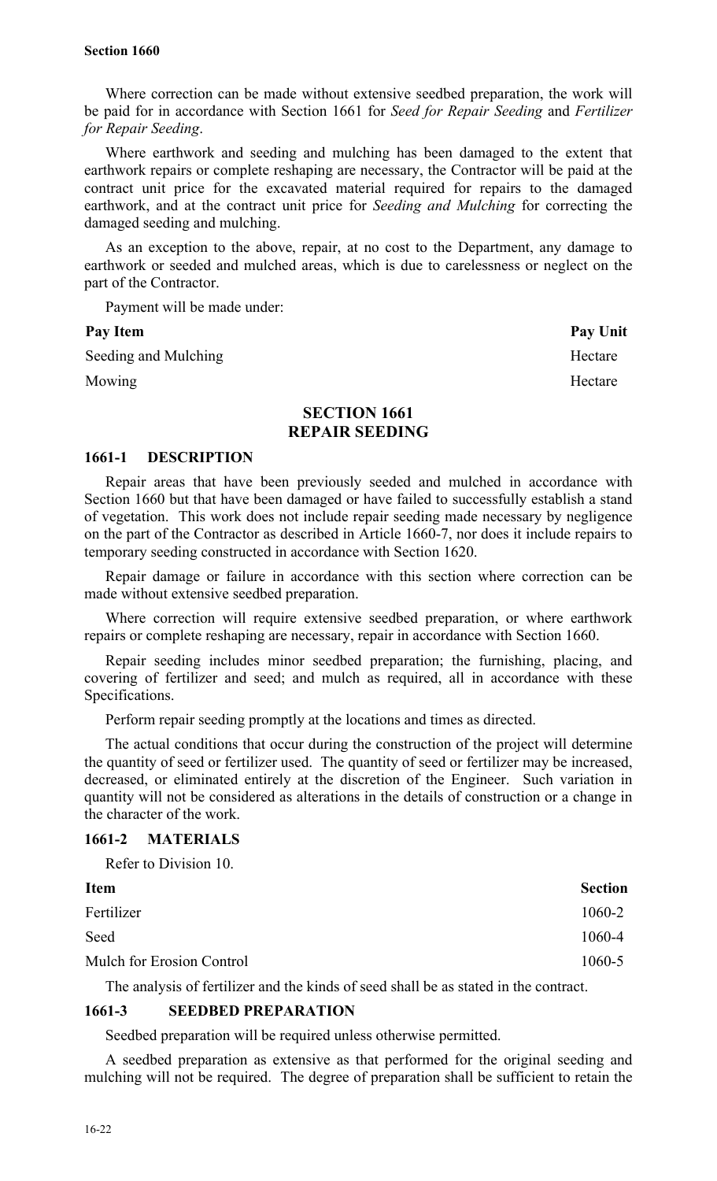Where correction can be made without extensive seedbed preparation, the work will be paid for in accordance with Section 1661 for *Seed for Repair Seeding* and *Fertilizer for Repair Seeding*.

Where earthwork and seeding and mulching has been damaged to the extent that earthwork repairs or complete reshaping are necessary, the Contractor will be paid at the contract unit price for the excavated material required for repairs to the damaged earthwork, and at the contract unit price for *Seeding and Mulching* for correcting the damaged seeding and mulching.

As an exception to the above, repair, at no cost to the Department, any damage to earthwork or seeded and mulched areas, which is due to carelessness or neglect on the part of the Contractor.

Payment will be made under:

| Pay Item | Pay Unit |
|---|---|
| Seeding and Mulching | Hectare |
| Mowing | Hectare |

## SECTION 1661 REPAIR SEEDING

### 1661-1 DESCRIPTION

Repair areas that have been previously seeded and mulched in accordance with Section 1660 but that have been damaged or have failed to successfully establish a stand of vegetation. This work does not include repair seeding made necessary by negligence on the part of the Contractor as described in Article 1660-7, nor does it include repairs to temporary seeding constructed in accordance with Section 1620.

Repair damage or failure in accordance with this section where correction can be made without extensive seedbed preparation.

Where correction will require extensive seedbed preparation, or where earthwork repairs or complete reshaping are necessary, repair in accordance with Section 1660.

Repair seeding includes minor seedbed preparation; the furnishing, placing, and covering of fertilizer and seed; and mulch as required, all in accordance with these Specifications.

Perform repair seeding promptly at the locations and times as directed.

The actual conditions that occur during the construction of the project will determine the quantity of seed or fertilizer used. The quantity of seed or fertilizer may be increased, decreased, or eliminated entirely at the discretion of the Engineer. Such variation in quantity will not be considered as alterations in the details of construction or a change in the character of the work.

### 1661-2 MATERIALS

Refer to Division 10.

| Item | Section |
|---|---|
| Fertilizer | 1060-2 |
| Seed | 1060-4 |
| Mulch for Erosion Control | 1060-5 |

The analysis of fertilizer and the kinds of seed shall be as stated in the contract.

### 1661-3 SEEDBED PREPARATION

Seedbed preparation will be required unless otherwise permitted.

A seedbed preparation as extensive as that performed for the original seeding and mulching will not be required. The degree of preparation shall be sufficient to retain the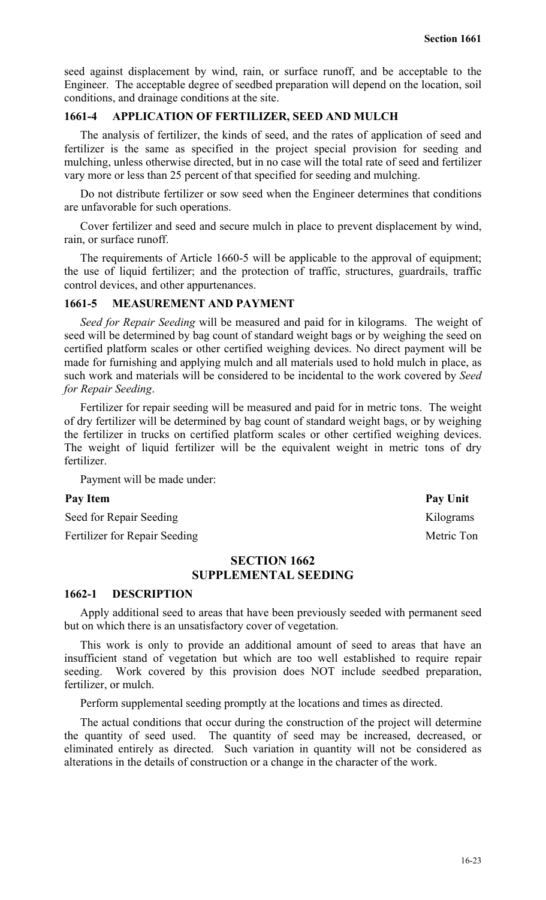seed against displacement by wind, rain, or surface runoff, and be acceptable to the Engineer. The acceptable degree of seedbed preparation will depend on the location, soil conditions, and drainage conditions at the site.

### 1661-4 APPLICATION OF FERTILIZER, SEED AND MULCH

The analysis of fertilizer, the kinds of seed, and the rates of application of seed and fertilizer is the same as specified in the project special provision for seeding and mulching, unless otherwise directed, but in no case will the total rate of seed and fertilizer vary more or less than 25 percent of that specified for seeding and mulching.

Do not distribute fertilizer or sow seed when the Engineer determines that conditions are unfavorable for such operations.

Cover fertilizer and seed and secure mulch in place to prevent displacement by wind, rain, or surface runoff.

The requirements of Article 1660-5 will be applicable to the approval of equipment; the use of liquid fertilizer; and the protection of traffic, structures, guardrails, traffic control devices, and other appurtenances.

### 1661-5 MEASUREMENT AND PAYMENT

*Seed for Repair Seeding* will be measured and paid for in kilograms. The weight of seed will be determined by bag count of standard weight bags or by weighing the seed on certified platform scales or other certified weighing devices. No direct payment will be made for furnishing and applying mulch and all materials used to hold mulch in place, as such work and materials will be considered to be incidental to the work covered by *Seed for Repair Seeding*.

Fertilizer for repair seeding will be measured and paid for in metric tons. The weight of dry fertilizer will be determined by bag count of standard weight bags, or by weighing the fertilizer in trucks on certified platform scales or other certified weighing devices. The weight of liquid fertilizer will be the equivalent weight in metric tons of dry fertilizer.

Payment will be made under:

| Pay Item | Pay Unit |
|---|---|
| Seed for Repair Seeding | Kilograms |
| Fertilizer for Repair Seeding | Metric Ton |

## SECTION 1662
## SUPPLEMENTAL SEEDING

### 1662-1 DESCRIPTION

Apply additional seed to areas that have been previously seeded with permanent seed but on which there is an unsatisfactory cover of vegetation.

This work is only to provide an additional amount of seed to areas that have an insufficient stand of vegetation but which are too well established to require repair seeding. Work covered by this provision does NOT include seedbed preparation, fertilizer, or mulch.

Perform supplemental seeding promptly at the locations and times as directed.

The actual conditions that occur during the construction of the project will determine the quantity of seed used. The quantity of seed may be increased, decreased, or eliminated entirely as directed. Such variation in quantity will not be considered as alterations in the details of construction or a change in the character of the work.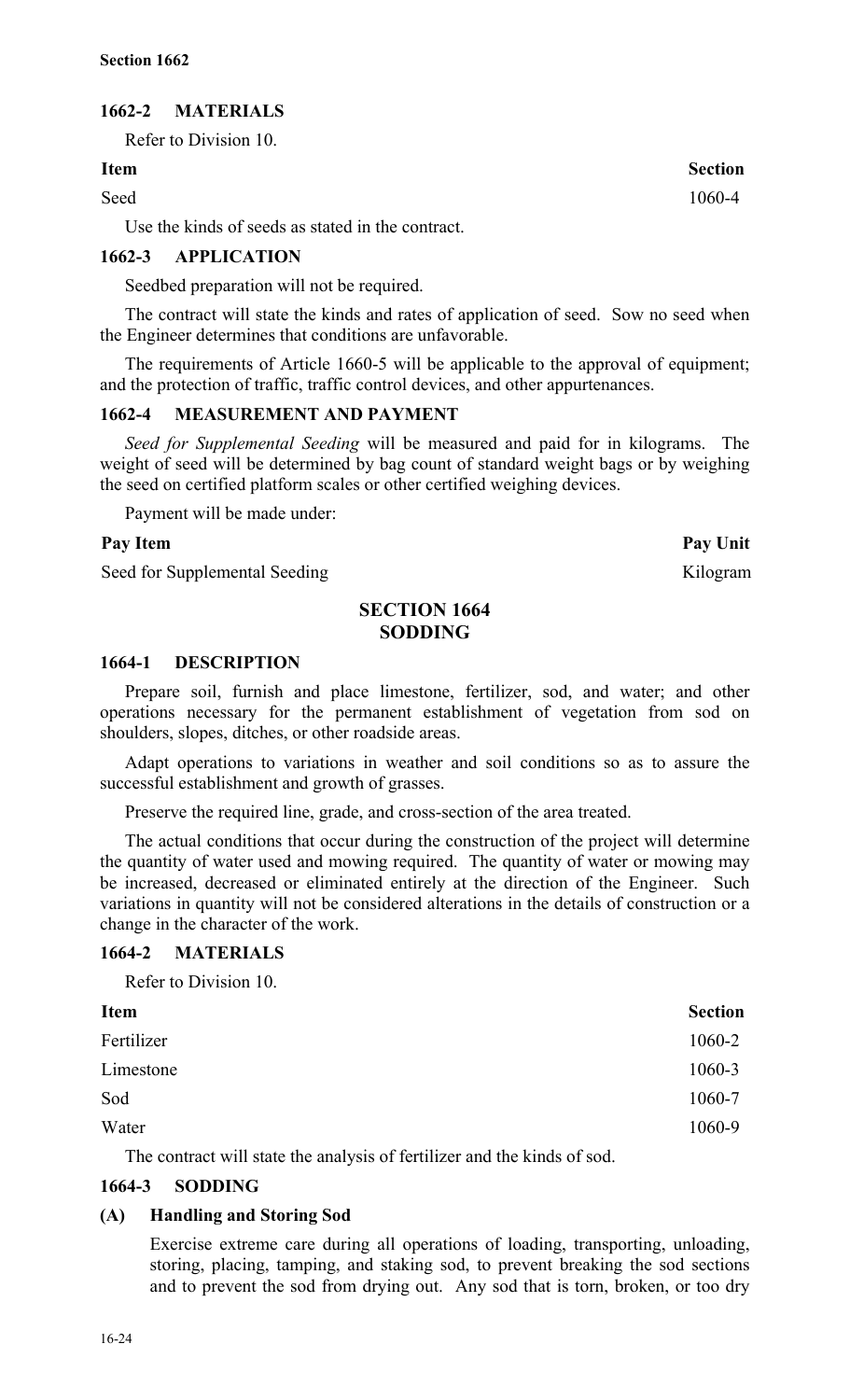### 1662-2 MATERIALS

Refer to Division 10.

| Item | Section |
| --- | --- |
| Seed | 1060-4 |

Use the kinds of seeds as stated in the contract.

### 1662-3 APPLICATION

Seedbed preparation will not be required.

The contract will state the kinds and rates of application of seed. Sow no seed when the Engineer determines that conditions are unfavorable.

The requirements of Article 1660-5 will be applicable to the approval of equipment; and the protection of traffic, traffic control devices, and other appurtenances.

### 1662-4 MEASUREMENT AND PAYMENT

*Seed for Supplemental Seeding* will be measured and paid for in kilograms. The weight of seed will be determined by bag count of standard weight bags or by weighing the seed on certified platform scales or other certified weighing devices.

Payment will be made under:

| Pay Item | Pay Unit |
| --- | --- |
| Seed for Supplemental Seeding | Kilogram |

## SECTION 1664 SODDING

### 1664-1 DESCRIPTION

Prepare soil, furnish and place limestone, fertilizer, sod, and water; and other operations necessary for the permanent establishment of vegetation from sod on shoulders, slopes, ditches, or other roadside areas.

Adapt operations to variations in weather and soil conditions so as to assure the successful establishment and growth of grasses.

Preserve the required line, grade, and cross-section of the area treated.

The actual conditions that occur during the construction of the project will determine the quantity of water used and mowing required. The quantity of water or mowing may be increased, decreased or eliminated entirely at the direction of the Engineer. Such variations in quantity will not be considered alterations in the details of construction or a change in the character of the work.

### 1664-2 MATERIALS

Refer to Division 10.

| Item | Section |
| --- | --- |
| Fertilizer | 1060-2 |
| Limestone | 1060-3 |
| Sod | 1060-7 |
| Water | 1060-9 |

The contract will state the analysis of fertilizer and the kinds of sod.

### 1664-3 SODDING

#### (A) Handling and Storing Sod

Exercise extreme care during all operations of loading, transporting, unloading, storing, placing, tamping, and staking sod, to prevent breaking the sod sections and to prevent the sod from drying out. Any sod that is torn, broken, or too dry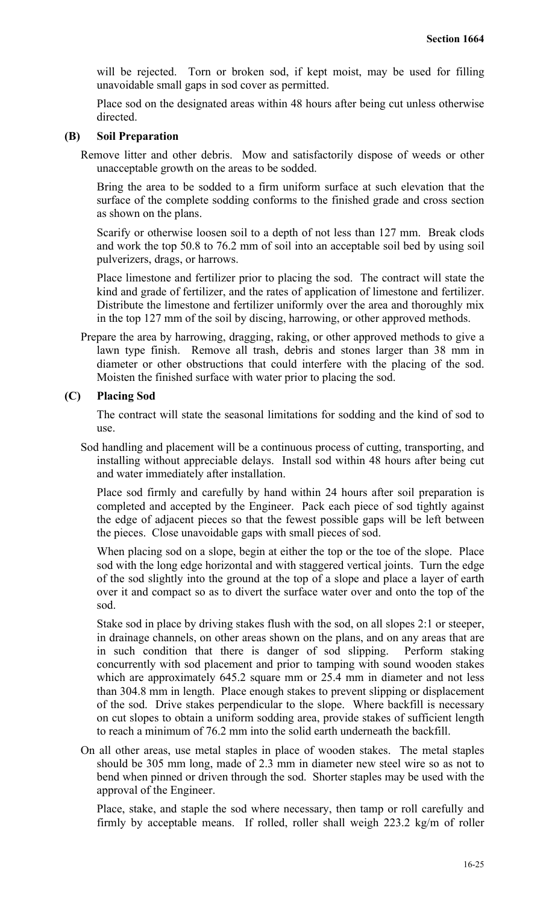will be rejected. Torn or broken sod, if kept moist, may be used for filling unavoidable small gaps in sod cover as permitted.

Place sod on the designated areas within 48 hours after being cut unless otherwise directed.

### (B) Soil Preparation

Remove litter and other debris. Mow and satisfactorily dispose of weeds or other unacceptable growth on the areas to be sodded.

Bring the area to be sodded to a firm uniform surface at such elevation that the surface of the complete sodding conforms to the finished grade and cross section as shown on the plans.

Scarify or otherwise loosen soil to a depth of not less than 127 mm. Break clods and work the top 50.8 to 76.2 mm of soil into an acceptable soil bed by using soil pulverizers, drags, or harrows.

Place limestone and fertilizer prior to placing the sod. The contract will state the kind and grade of fertilizer, and the rates of application of limestone and fertilizer. Distribute the limestone and fertilizer uniformly over the area and thoroughly mix in the top 127 mm of the soil by discing, harrowing, or other approved methods.

Prepare the area by harrowing, dragging, raking, or other approved methods to give a lawn type finish. Remove all trash, debris and stones larger than 38 mm in diameter or other obstructions that could interfere with the placing of the sod. Moisten the finished surface with water prior to placing the sod.

### (C) Placing Sod

The contract will state the seasonal limitations for sodding and the kind of sod to use.

Sod handling and placement will be a continuous process of cutting, transporting, and installing without appreciable delays. Install sod within 48 hours after being cut and water immediately after installation.

Place sod firmly and carefully by hand within 24 hours after soil preparation is completed and accepted by the Engineer. Pack each piece of sod tightly against the edge of adjacent pieces so that the fewest possible gaps will be left between the pieces. Close unavoidable gaps with small pieces of sod.

When placing sod on a slope, begin at either the top or the toe of the slope. Place sod with the long edge horizontal and with staggered vertical joints. Turn the edge of the sod slightly into the ground at the top of a slope and place a layer of earth over it and compact so as to divert the surface water over and onto the top of the sod.

Stake sod in place by driving stakes flush with the sod, on all slopes 2:1 or steeper, in drainage channels, on other areas shown on the plans, and on any areas that are in such condition that there is danger of sod slipping. Perform staking concurrently with sod placement and prior to tamping with sound wooden stakes which are approximately 645.2 square mm or 25.4 mm in diameter and not less than 304.8 mm in length. Place enough stakes to prevent slipping or displacement of the sod. Drive stakes perpendicular to the slope. Where backfill is necessary on cut slopes to obtain a uniform sodding area, provide stakes of sufficient length to reach a minimum of 76.2 mm into the solid earth underneath the backfill.

On all other areas, use metal staples in place of wooden stakes. The metal staples should be 305 mm long, made of 2.3 mm in diameter new steel wire so as not to bend when pinned or driven through the sod. Shorter staples may be used with the approval of the Engineer.

Place, stake, and staple the sod where necessary, then tamp or roll carefully and firmly by acceptable means. If rolled, roller shall weigh 223.2 kg/m of roller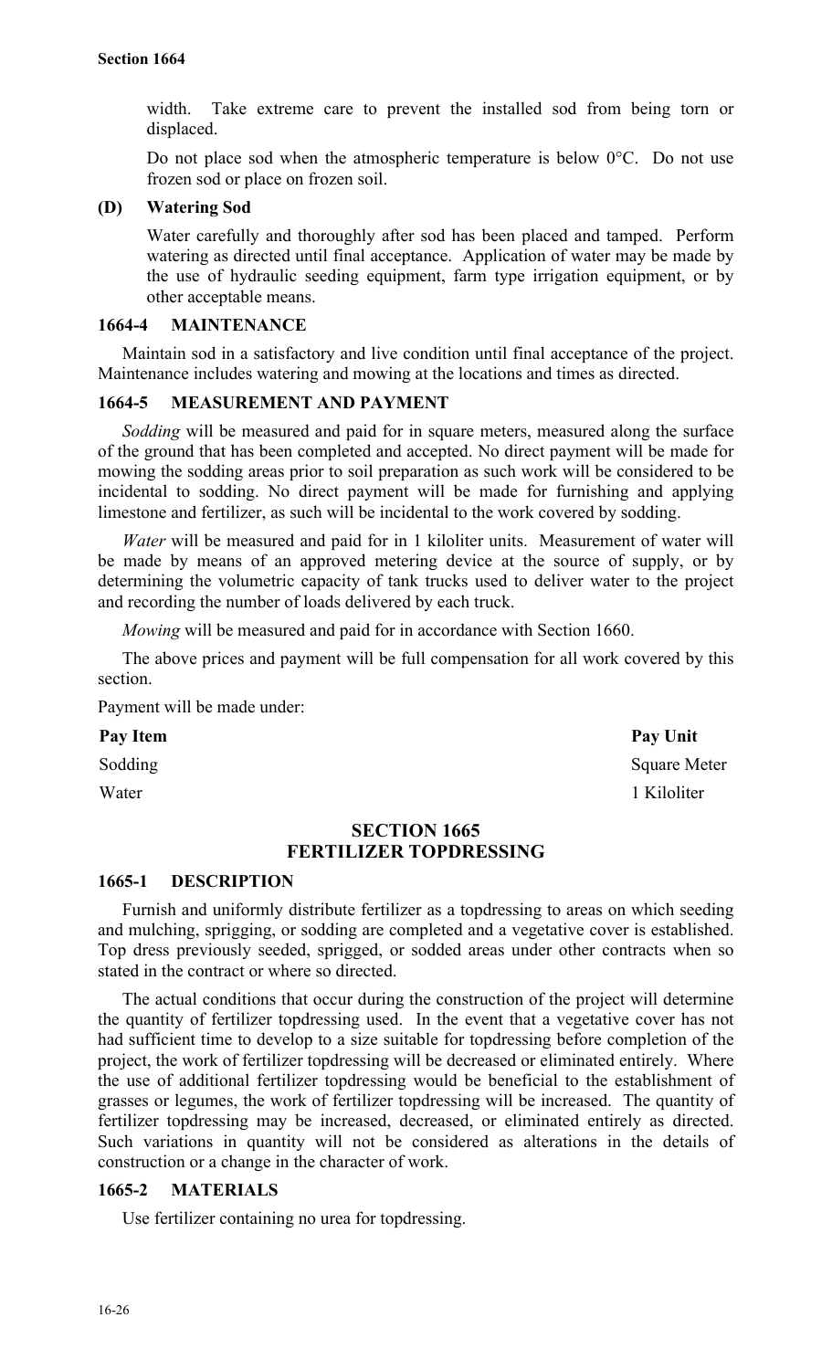width. Take extreme care to prevent the installed sod from being torn or displaced.

Do not place sod when the atmospheric temperature is below 0°C. Do not use frozen sod or place on frozen soil.

**(D) Watering Sod**

Water carefully and thoroughly after sod has been placed and tamped. Perform watering as directed until final acceptance. Application of water may be made by the use of hydraulic seeding equipment, farm type irrigation equipment, or by other acceptable means.

### 1664-4 MAINTENANCE

Maintain sod in a satisfactory and live condition until final acceptance of the project. Maintenance includes watering and mowing at the locations and times as directed.

### 1664-5 MEASUREMENT AND PAYMENT

*Sodding* will be measured and paid for in square meters, measured along the surface of the ground that has been completed and accepted. No direct payment will be made for mowing the sodding areas prior to soil preparation as such work will be considered to be incidental to sodding. No direct payment will be made for furnishing and applying limestone and fertilizer, as such will be incidental to the work covered by sodding.

*Water* will be measured and paid for in 1 kiloliter units. Measurement of water will be made by means of an approved metering device at the source of supply, or by determining the volumetric capacity of tank trucks used to deliver water to the project and recording the number of loads delivered by each truck.

*Mowing* will be measured and paid for in accordance with Section 1660.

The above prices and payment will be full compensation for all work covered by this section.

Payment will be made under:

| Pay Item | Pay Unit |
|---|---|
| Sodding | Square Meter |
| Water | 1 Kiloliter |

## SECTION 1665
## FERTILIZER TOPDRESSING

### 1665-1 DESCRIPTION

Furnish and uniformly distribute fertilizer as a topdressing to areas on which seeding and mulching, sprigging, or sodding are completed and a vegetative cover is established. Top dress previously seeded, sprigged, or sodded areas under other contracts when so stated in the contract or where so directed.

The actual conditions that occur during the construction of the project will determine the quantity of fertilizer topdressing used. In the event that a vegetative cover has not had sufficient time to develop to a size suitable for topdressing before completion of the project, the work of fertilizer topdressing will be decreased or eliminated entirely. Where the use of additional fertilizer topdressing would be beneficial to the establishment of grasses or legumes, the work of fertilizer topdressing will be increased. The quantity of fertilizer topdressing may be increased, decreased, or eliminated entirely as directed. Such variations in quantity will not be considered as alterations in the details of construction or a change in the character of work.

### 1665-2 MATERIALS

Use fertilizer containing no urea for topdressing.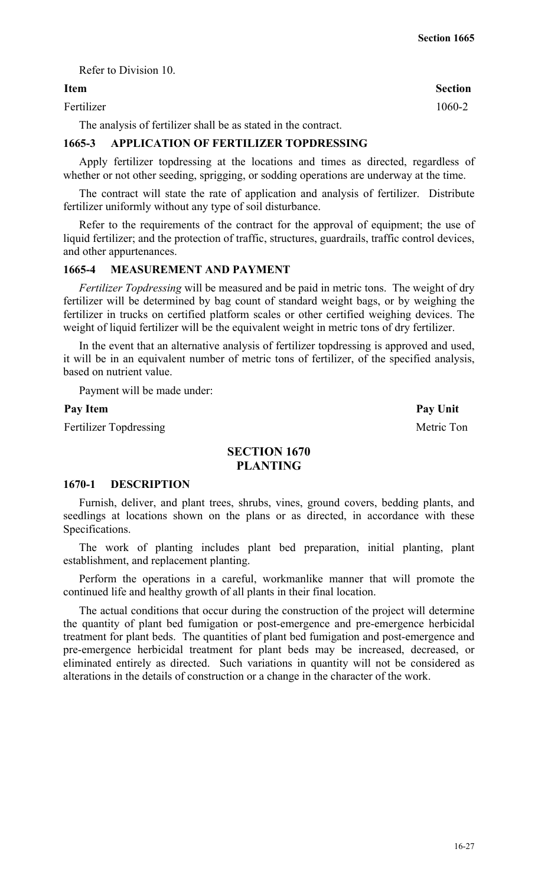Refer to Division 10.

| Item | Section |
|---|---|
| Fertilizer | 1060-2 |

The analysis of fertilizer shall be as stated in the contract.

### 1665-3 APPLICATION OF FERTILIZER TOPDRESSING

Apply fertilizer topdressing at the locations and times as directed, regardless of whether or not other seeding, sprigging, or sodding operations are underway at the time.

The contract will state the rate of application and analysis of fertilizer. Distribute fertilizer uniformly without any type of soil disturbance.

Refer to the requirements of the contract for the approval of equipment; the use of liquid fertilizer; and the protection of traffic, structures, guardrails, traffic control devices, and other appurtenances.

### 1665-4 MEASUREMENT AND PAYMENT

*Fertilizer Topdressing* will be measured and be paid in metric tons. The weight of dry fertilizer will be determined by bag count of standard weight bags, or by weighing the fertilizer in trucks on certified platform scales or other certified weighing devices. The weight of liquid fertilizer will be the equivalent weight in metric tons of dry fertilizer.

In the event that an alternative analysis of fertilizer topdressing is approved and used, it will be in an equivalent number of metric tons of fertilizer, of the specified analysis, based on nutrient value.

Payment will be made under:

| Pay Item | Pay Unit |
|---|---|
| Fertilizer Topdressing | Metric Ton |

## SECTION 1670 PLANTING

### 1670-1 DESCRIPTION

Furnish, deliver, and plant trees, shrubs, vines, ground covers, bedding plants, and seedlings at locations shown on the plans or as directed, in accordance with these Specifications.

The work of planting includes plant bed preparation, initial planting, plant establishment, and replacement planting.

Perform the operations in a careful, workmanlike manner that will promote the continued life and healthy growth of all plants in their final location.

The actual conditions that occur during the construction of the project will determine the quantity of plant bed fumigation or post-emergence and pre-emergence herbicidal treatment for plant beds. The quantities of plant bed fumigation and post-emergence and pre-emergence herbicidal treatment for plant beds may be increased, decreased, or eliminated entirely as directed. Such variations in quantity will not be considered as alterations in the details of construction or a change in the character of the work.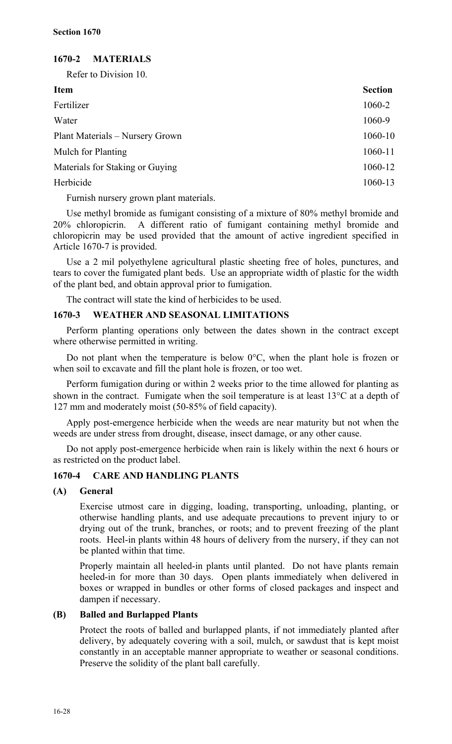## 1670-2 MATERIALS

Refer to Division 10.

| Item | Section |
| --- | --- |
| Fertilizer | 1060-2 |
| Water | 1060-9 |
| Plant Materials – Nursery Grown | 1060-10 |
| Mulch for Planting | 1060-11 |
| Materials for Staking or Guying | 1060-12 |
| Herbicide | 1060-13 |

Furnish nursery grown plant materials.

Use methyl bromide as fumigant consisting of a mixture of 80% methyl bromide and 20% chloropicrin. A different ratio of fumigant containing methyl bromide and chloropicrin may be used provided that the amount of active ingredient specified in Article 1670-7 is provided.

Use a 2 mil polyethylene agricultural plastic sheeting free of holes, punctures, and tears to cover the fumigated plant beds. Use an appropriate width of plastic for the width of the plant bed, and obtain approval prior to fumigation.

The contract will state the kind of herbicides to be used.

## 1670-3 WEATHER AND SEASONAL LIMITATIONS

Perform planting operations only between the dates shown in the contract except where otherwise permitted in writing.

Do not plant when the temperature is below 0°C, when the plant hole is frozen or when soil to excavate and fill the plant hole is frozen, or too wet.

Perform fumigation during or within 2 weeks prior to the time allowed for planting as shown in the contract. Fumigate when the soil temperature is at least 13°C at a depth of 127 mm and moderately moist (50-85% of field capacity).

Apply post-emergence herbicide when the weeds are near maturity but not when the weeds are under stress from drought, disease, insect damage, or any other cause.

Do not apply post-emergence herbicide when rain is likely within the next 6 hours or as restricted on the product label.

## 1670-4 CARE AND HANDLING PLANTS

### (A) General

Exercise utmost care in digging, loading, transporting, unloading, planting, or otherwise handling plants, and use adequate precautions to prevent injury to or drying out of the trunk, branches, or roots; and to prevent freezing of the plant roots. Heel-in plants within 48 hours of delivery from the nursery, if they can not be planted within that time.

Properly maintain all heeled-in plants until planted. Do not have plants remain heeled-in for more than 30 days. Open plants immediately when delivered in boxes or wrapped in bundles or other forms of closed packages and inspect and dampen if necessary.

### (B) Balled and Burlapped Plants

Protect the roots of balled and burlapped plants, if not immediately planted after delivery, by adequately covering with a soil, mulch, or sawdust that is kept moist constantly in an acceptable manner appropriate to weather or seasonal conditions. Preserve the solidity of the plant ball carefully.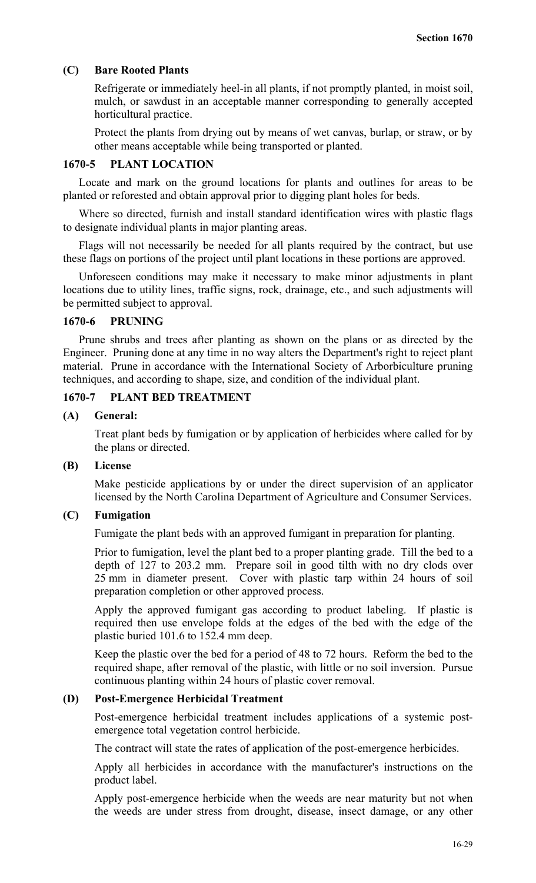### (C) Bare Rooted Plants

Refrigerate or immediately heel-in all plants, if not promptly planted, in moist soil, mulch, or sawdust in an acceptable manner corresponding to generally accepted horticultural practice.

Protect the plants from drying out by means of wet canvas, burlap, or straw, or by other means acceptable while being transported or planted.

## 1670-5 PLANT LOCATION

Locate and mark on the ground locations for plants and outlines for areas to be planted or reforested and obtain approval prior to digging plant holes for beds.

Where so directed, furnish and install standard identification wires with plastic flags to designate individual plants in major planting areas.

Flags will not necessarily be needed for all plants required by the contract, but use these flags on portions of the project until plant locations in these portions are approved.

Unforeseen conditions may make it necessary to make minor adjustments in plant locations due to utility lines, traffic signs, rock, drainage, etc., and such adjustments will be permitted subject to approval.

## 1670-6 PRUNING

Prune shrubs and trees after planting as shown on the plans or as directed by the Engineer. Pruning done at any time in no way alters the Department's right to reject plant material. Prune in accordance with the International Society of Arborbiculture pruning techniques, and according to shape, size, and condition of the individual plant.

## 1670-7 PLANT BED TREATMENT

### (A) General:

Treat plant beds by fumigation or by application of herbicides where called for by the plans or directed.

### (B) License

Make pesticide applications by or under the direct supervision of an applicator licensed by the North Carolina Department of Agriculture and Consumer Services.

### (C) Fumigation

Fumigate the plant beds with an approved fumigant in preparation for planting.

Prior to fumigation, level the plant bed to a proper planting grade. Till the bed to a depth of 127 to 203.2 mm. Prepare soil in good tilth with no dry clods over 25 mm in diameter present. Cover with plastic tarp within 24 hours of soil preparation completion or other approved process.

Apply the approved fumigant gas according to product labeling. If plastic is required then use envelope folds at the edges of the bed with the edge of the plastic buried 101.6 to 152.4 mm deep.

Keep the plastic over the bed for a period of 48 to 72 hours. Reform the bed to the required shape, after removal of the plastic, with little or no soil inversion. Pursue continuous planting within 24 hours of plastic cover removal.

### (D) Post-Emergence Herbicidal Treatment

Post-emergence herbicidal treatment includes applications of a systemic post-emergence total vegetation control herbicide.

The contract will state the rates of application of the post-emergence herbicides.

Apply all herbicides in accordance with the manufacturer's instructions on the product label.

Apply post-emergence herbicide when the weeds are near maturity but not when the weeds are under stress from drought, disease, insect damage, or any other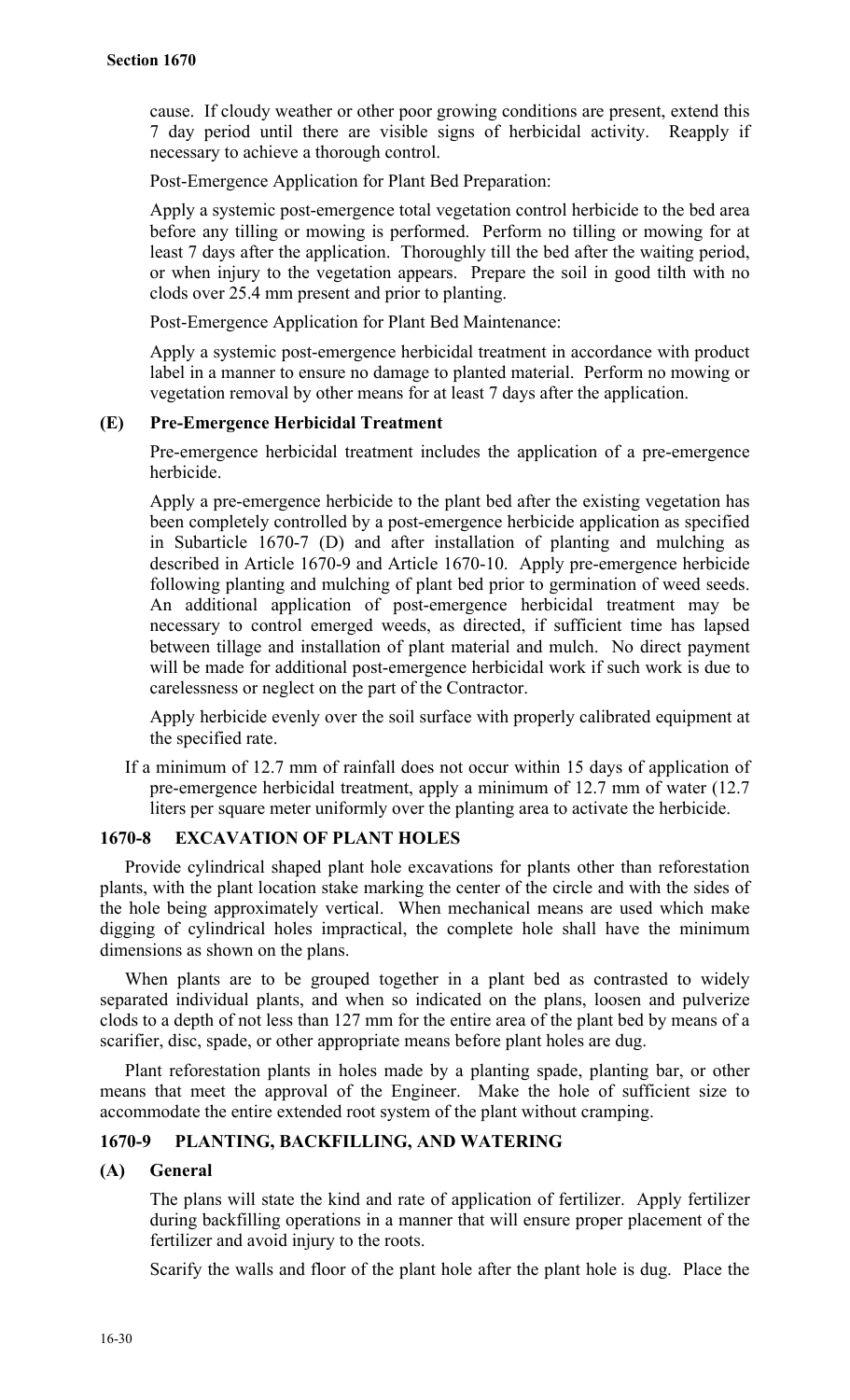cause. If cloudy weather or other poor growing conditions are present, extend this 7 day period until there are visible signs of herbicidal activity. Reapply if necessary to achieve a thorough control.

Post-Emergence Application for Plant Bed Preparation:

Apply a systemic post-emergence total vegetation control herbicide to the bed area before any tilling or mowing is performed. Perform no tilling or mowing for at least 7 days after the application. Thoroughly till the bed after the waiting period, or when injury to the vegetation appears. Prepare the soil in good tilth with no clods over 25.4 mm present and prior to planting.

Post-Emergence Application for Plant Bed Maintenance:

Apply a systemic post-emergence herbicidal treatment in accordance with product label in a manner to ensure no damage to planted material. Perform no mowing or vegetation removal by other means for at least 7 days after the application.

### (E) Pre-Emergence Herbicidal Treatment

Pre-emergence herbicidal treatment includes the application of a pre-emergence herbicide.

Apply a pre-emergence herbicide to the plant bed after the existing vegetation has been completely controlled by a post-emergence herbicide application as specified in Subarticle 1670-7 (D) and after installation of planting and mulching as described in Article 1670-9 and Article 1670-10. Apply pre-emergence herbicide following planting and mulching of plant bed prior to germination of weed seeds. An additional application of post-emergence herbicidal treatment may be necessary to control emerged weeds, as directed, if sufficient time has lapsed between tillage and installation of plant material and mulch. No direct payment will be made for additional post-emergence herbicidal work if such work is due to carelessness or neglect on the part of the Contractor.

Apply herbicide evenly over the soil surface with properly calibrated equipment at the specified rate.

If a minimum of 12.7 mm of rainfall does not occur within 15 days of application of pre-emergence herbicidal treatment, apply a minimum of 12.7 mm of water (12.7 liters per square meter uniformly over the planting area to activate the herbicide.

## 1670-8 EXCAVATION OF PLANT HOLES

Provide cylindrical shaped plant hole excavations for plants other than reforestation plants, with the plant location stake marking the center of the circle and with the sides of the hole being approximately vertical. When mechanical means are used which make digging of cylindrical holes impractical, the complete hole shall have the minimum dimensions as shown on the plans.

When plants are to be grouped together in a plant bed as contrasted to widely separated individual plants, and when so indicated on the plans, loosen and pulverize clods to a depth of not less than 127 mm for the entire area of the plant bed by means of a scarifier, disc, spade, or other appropriate means before plant holes are dug.

Plant reforestation plants in holes made by a planting spade, planting bar, or other means that meet the approval of the Engineer. Make the hole of sufficient size to accommodate the entire extended root system of the plant without cramping.

## 1670-9 PLANTING, BACKFILLING, AND WATERING

### (A) General

The plans will state the kind and rate of application of fertilizer. Apply fertilizer during backfilling operations in a manner that will ensure proper placement of the fertilizer and avoid injury to the roots.

Scarify the walls and floor of the plant hole after the plant hole is dug. Place the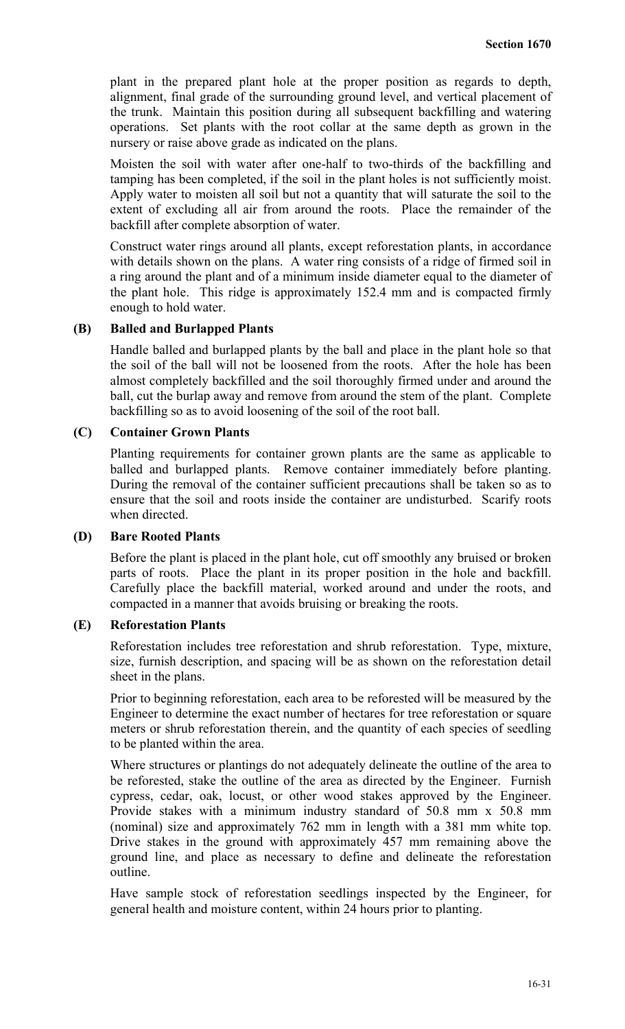plant in the prepared plant hole at the proper position as regards to depth, alignment, final grade of the surrounding ground level, and vertical placement of the trunk. Maintain this position during all subsequent backfilling and watering operations. Set plants with the root collar at the same depth as grown in the nursery or raise above grade as indicated on the plans.

Moisten the soil with water after one-half to two-thirds of the backfilling and tamping has been completed, if the soil in the plant holes is not sufficiently moist. Apply water to moisten all soil but not a quantity that will saturate the soil to the extent of excluding all air from around the roots. Place the remainder of the backfill after complete absorption of water.

Construct water rings around all plants, except reforestation plants, in accordance with details shown on the plans. A water ring consists of a ridge of firmed soil in a ring around the plant and of a minimum inside diameter equal to the diameter of the plant hole. This ridge is approximately 152.4 mm and is compacted firmly enough to hold water.

### (B) Balled and Burlapped Plants

Handle balled and burlapped plants by the ball and place in the plant hole so that the soil of the ball will not be loosened from the roots. After the hole has been almost completely backfilled and the soil thoroughly firmed under and around the ball, cut the burlap away and remove from around the stem of the plant. Complete backfilling so as to avoid loosening of the soil of the root ball.

### (C) Container Grown Plants

Planting requirements for container grown plants are the same as applicable to balled and burlapped plants. Remove container immediately before planting. During the removal of the container sufficient precautions shall be taken so as to ensure that the soil and roots inside the container are undisturbed. Scarify roots when directed.

### (D) Bare Rooted Plants

Before the plant is placed in the plant hole, cut off smoothly any bruised or broken parts of roots. Place the plant in its proper position in the hole and backfill. Carefully place the backfill material, worked around and under the roots, and compacted in a manner that avoids bruising or breaking the roots.

### (E) Reforestation Plants

Reforestation includes tree reforestation and shrub reforestation. Type, mixture, size, furnish description, and spacing will be as shown on the reforestation detail sheet in the plans.

Prior to beginning reforestation, each area to be reforested will be measured by the Engineer to determine the exact number of hectares for tree reforestation or square meters or shrub reforestation therein, and the quantity of each species of seedling to be planted within the area.

Where structures or plantings do not adequately delineate the outline of the area to be reforested, stake the outline of the area as directed by the Engineer. Furnish cypress, cedar, oak, locust, or other wood stakes approved by the Engineer. Provide stakes with a minimum industry standard of 50.8 mm x 50.8 mm (nominal) size and approximately 762 mm in length with a 381 mm white top. Drive stakes in the ground with approximately 457 mm remaining above the ground line, and place as necessary to define and delineate the reforestation outline.

Have sample stock of reforestation seedlings inspected by the Engineer, for general health and moisture content, within 24 hours prior to planting.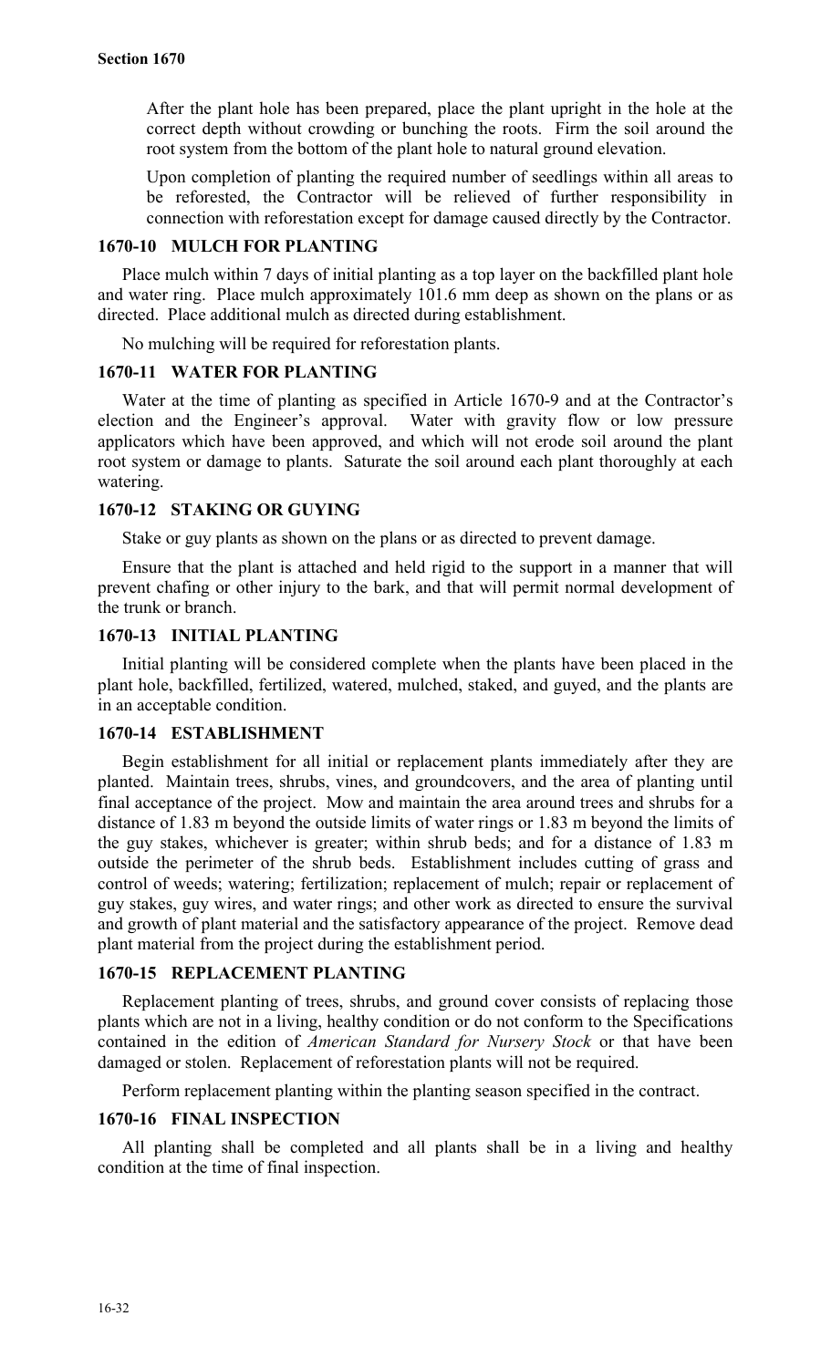After the plant hole has been prepared, place the plant upright in the hole at the correct depth without crowding or bunching the roots. Firm the soil around the root system from the bottom of the plant hole to natural ground elevation.

Upon completion of planting the required number of seedlings within all areas to be reforested, the Contractor will be relieved of further responsibility in connection with reforestation except for damage caused directly by the Contractor.

### 1670-10 MULCH FOR PLANTING

Place mulch within 7 days of initial planting as a top layer on the backfilled plant hole and water ring. Place mulch approximately 101.6 mm deep as shown on the plans or as directed. Place additional mulch as directed during establishment.

No mulching will be required for reforestation plants.

### 1670-11 WATER FOR PLANTING

Water at the time of planting as specified in Article 1670-9 and at the Contractor's election and the Engineer's approval. Water with gravity flow or low pressure applicators which have been approved, and which will not erode soil around the plant root system or damage to plants. Saturate the soil around each plant thoroughly at each watering.

### 1670-12 STAKING OR GUYING

Stake or guy plants as shown on the plans or as directed to prevent damage.

Ensure that the plant is attached and held rigid to the support in a manner that will prevent chafing or other injury to the bark, and that will permit normal development of the trunk or branch.

### 1670-13 INITIAL PLANTING

Initial planting will be considered complete when the plants have been placed in the plant hole, backfilled, fertilized, watered, mulched, staked, and guyed, and the plants are in an acceptable condition.

### 1670-14 ESTABLISHMENT

Begin establishment for all initial or replacement plants immediately after they are planted. Maintain trees, shrubs, vines, and groundcovers, and the area of planting until final acceptance of the project. Mow and maintain the area around trees and shrubs for a distance of 1.83 m beyond the outside limits of water rings or 1.83 m beyond the limits of the guy stakes, whichever is greater; within shrub beds; and for a distance of 1.83 m outside the perimeter of the shrub beds. Establishment includes cutting of grass and control of weeds; watering; fertilization; replacement of mulch; repair or replacement of guy stakes, guy wires, and water rings; and other work as directed to ensure the survival and growth of plant material and the satisfactory appearance of the project. Remove dead plant material from the project during the establishment period.

### 1670-15 REPLACEMENT PLANTING

Replacement planting of trees, shrubs, and ground cover consists of replacing those plants which are not in a living, healthy condition or do not conform to the Specifications contained in the edition of *American Standard for Nursery Stock* or that have been damaged or stolen. Replacement of reforestation plants will not be required.

Perform replacement planting within the planting season specified in the contract.

### 1670-16 FINAL INSPECTION

All planting shall be completed and all plants shall be in a living and healthy condition at the time of final inspection.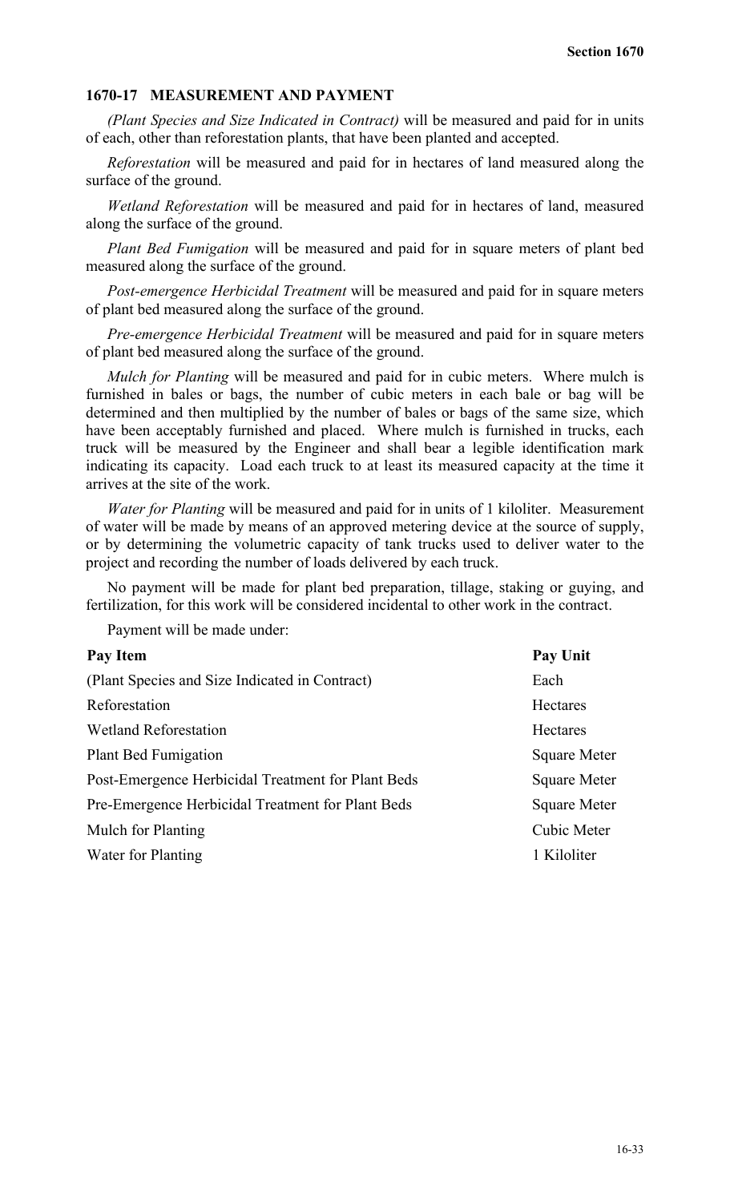## 1670-17 MEASUREMENT AND PAYMENT

*(Plant Species and Size Indicated in Contract)* will be measured and paid for in units of each, other than reforestation plants, that have been planted and accepted.

*Reforestation* will be measured and paid for in hectares of land measured along the surface of the ground.

*Wetland Reforestation* will be measured and paid for in hectares of land, measured along the surface of the ground.

*Plant Bed Fumigation* will be measured and paid for in square meters of plant bed measured along the surface of the ground.

*Post-emergence Herbicidal Treatment* will be measured and paid for in square meters of plant bed measured along the surface of the ground.

*Pre-emergence Herbicidal Treatment* will be measured and paid for in square meters of plant bed measured along the surface of the ground.

*Mulch for Planting* will be measured and paid for in cubic meters. Where mulch is furnished in bales or bags, the number of cubic meters in each bale or bag will be determined and then multiplied by the number of bales or bags of the same size, which have been acceptably furnished and placed. Where mulch is furnished in trucks, each truck will be measured by the Engineer and shall bear a legible identification mark indicating its capacity. Load each truck to at least its measured capacity at the time it arrives at the site of the work.

*Water for Planting* will be measured and paid for in units of 1 kiloliter. Measurement of water will be made by means of an approved metering device at the source of supply, or by determining the volumetric capacity of tank trucks used to deliver water to the project and recording the number of loads delivered by each truck.

No payment will be made for plant bed preparation, tillage, staking or guying, and fertilization, for this work will be considered incidental to other work in the contract.

Payment will be made under:

| Pay Item | Pay Unit |
|---|---|
| (Plant Species and Size Indicated in Contract) | Each |
| Reforestation | Hectares |
| Wetland Reforestation | Hectares |
| Plant Bed Fumigation | Square Meter |
| Post-Emergence Herbicidal Treatment for Plant Beds | Square Meter |
| Pre-Emergence Herbicidal Treatment for Plant Beds | Square Meter |
| Mulch for Planting | Cubic Meter |
| Water for Planting | 1 Kiloliter |